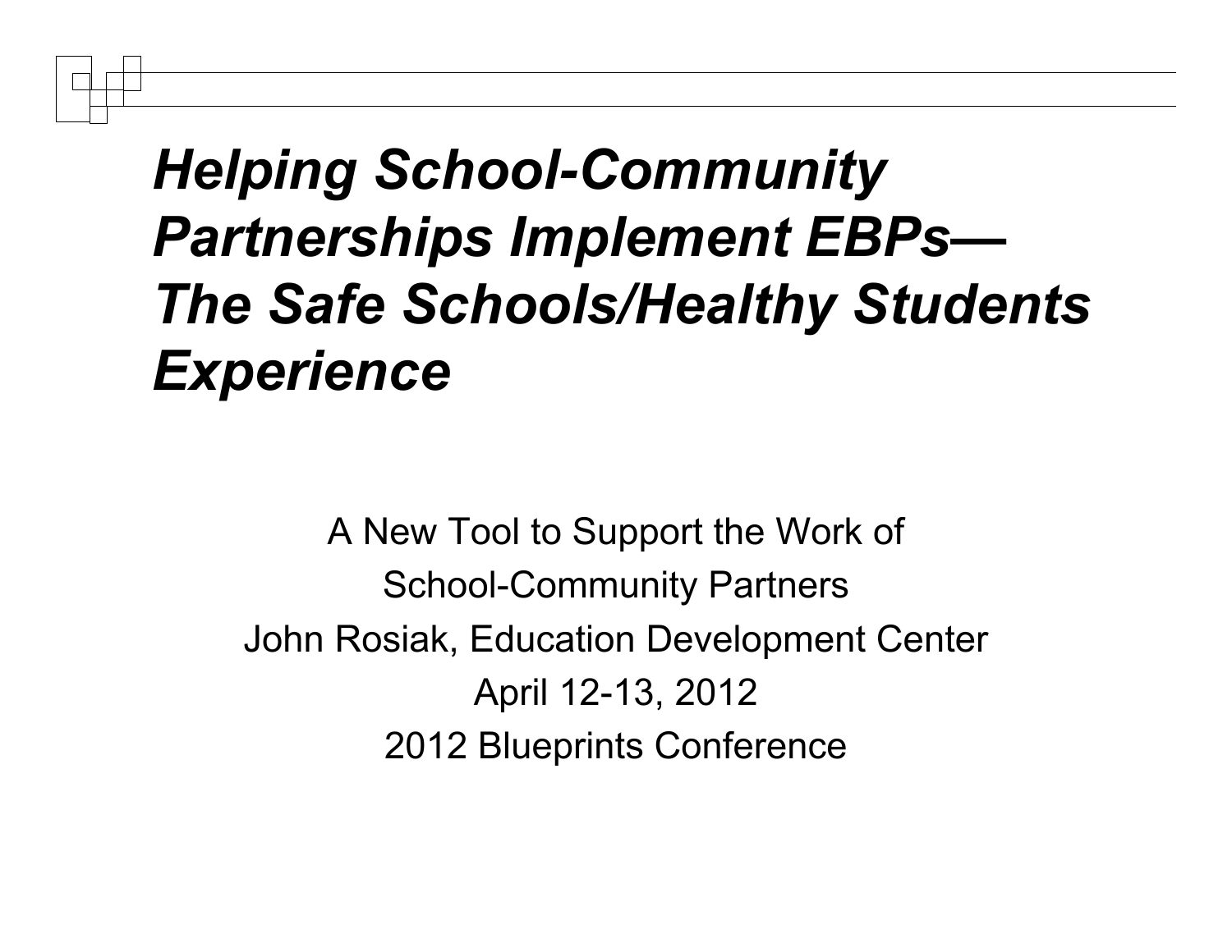# *Helping School-Community Partnerships Implement EBPs—The Safe Schools/Healthy Students Experience*

A New Tool to Support the Work of
School-Community Partners
John Rosiak, Education Development Center
April 12-13, 2012
2012 Blueprints Conference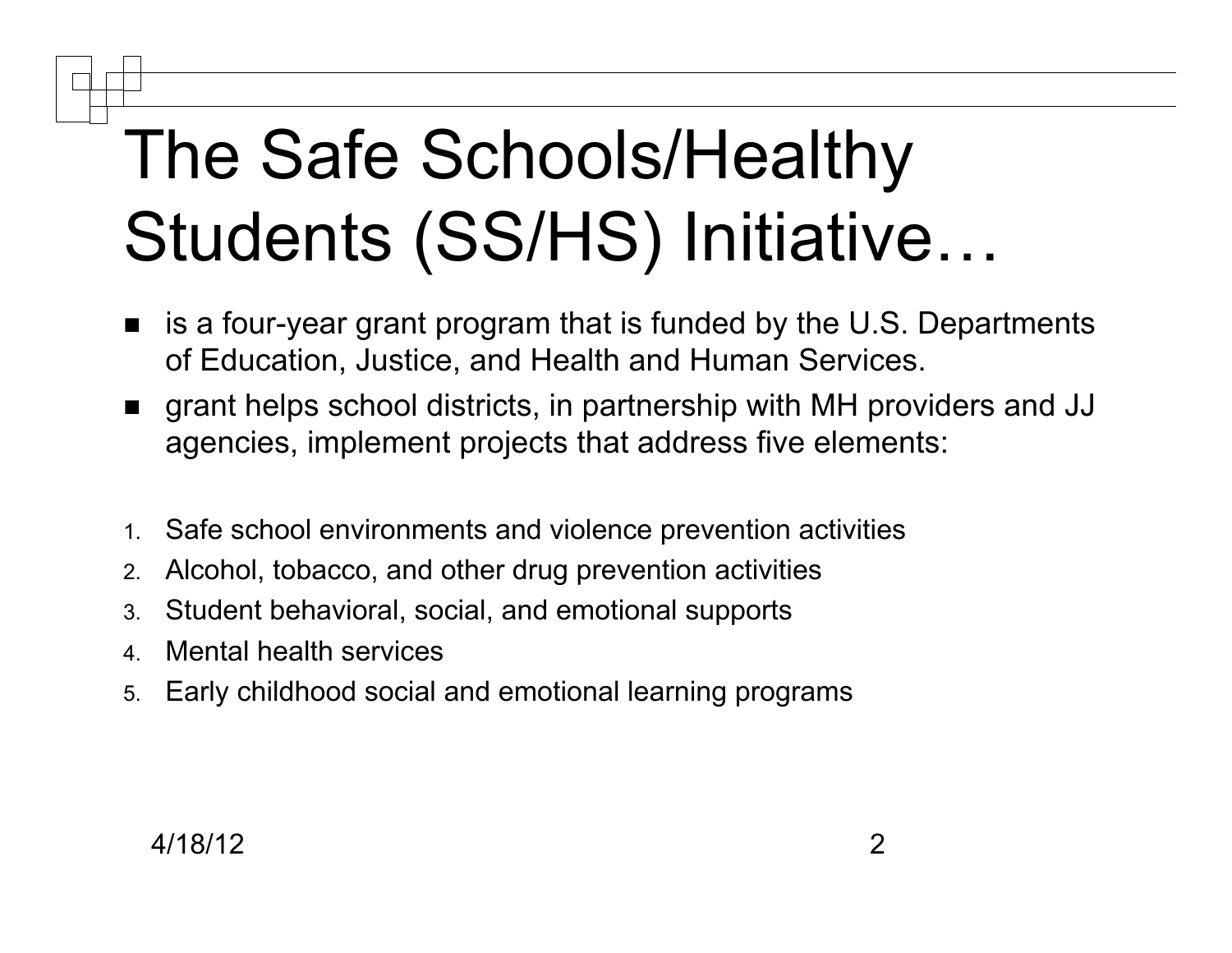# The Safe Schools/Healthy Students (SS/HS) Initiative…

- is a four-year grant program that is funded by the U.S. Departments of Education, Justice, and Health and Human Services.
- grant helps school districts, in partnership with MH providers and JJ agencies, implement projects that address five elements:

1. Safe school environments and violence prevention activities
2. Alcohol, tobacco, and other drug prevention activities
3. Student behavioral, social, and emotional supports
4. Mental health services
5. Early childhood social and emotional learning programs

4/18/12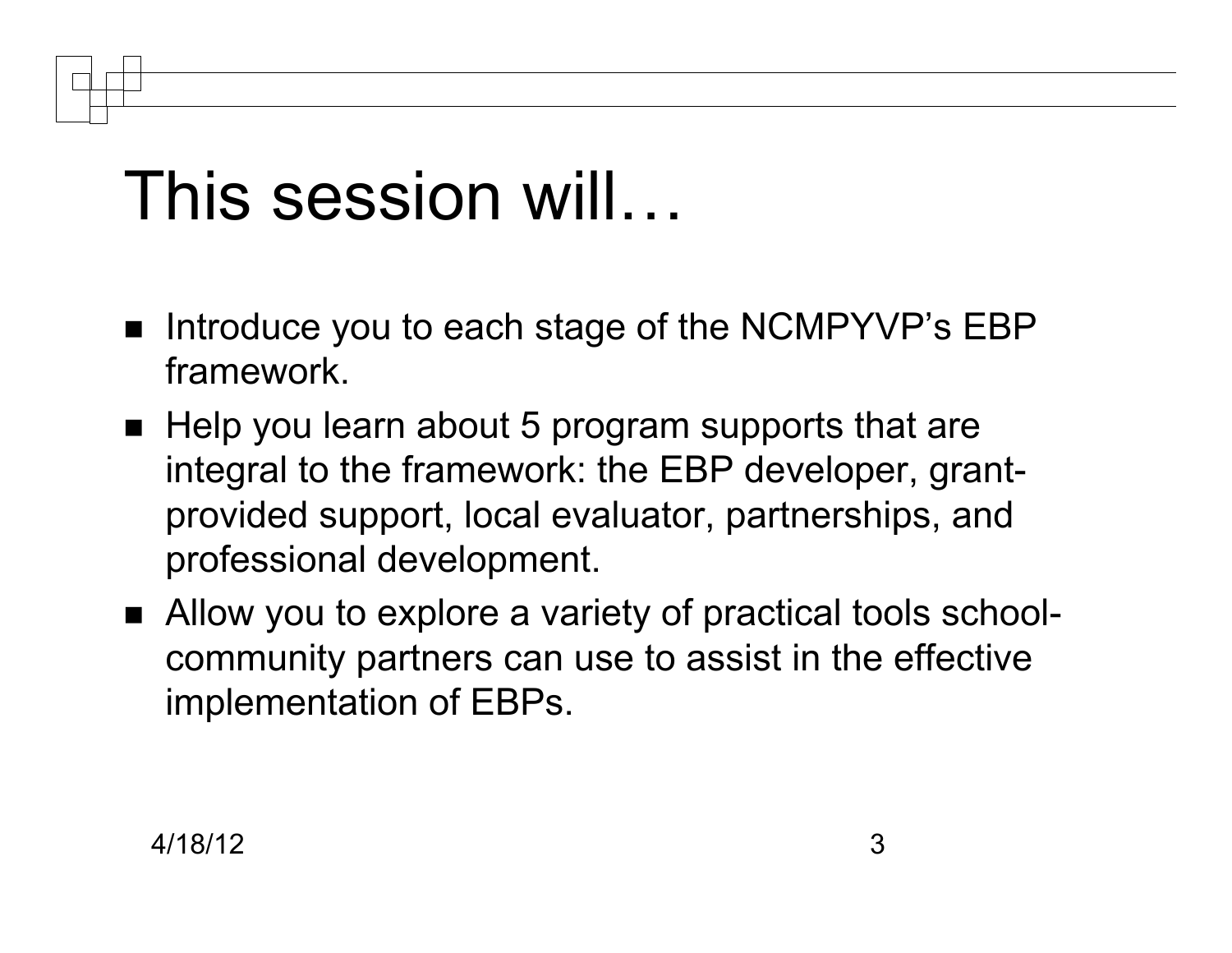# This session will…

- Introduce you to each stage of the NCMPYVP's EBP framework.
- Help you learn about 5 program supports that are integral to the framework: the EBP developer, grant-provided support, local evaluator, partnerships, and professional development.
- Allow you to explore a variety of practical tools school-community partners can use to assist in the effective implementation of EBPs.

4/18/12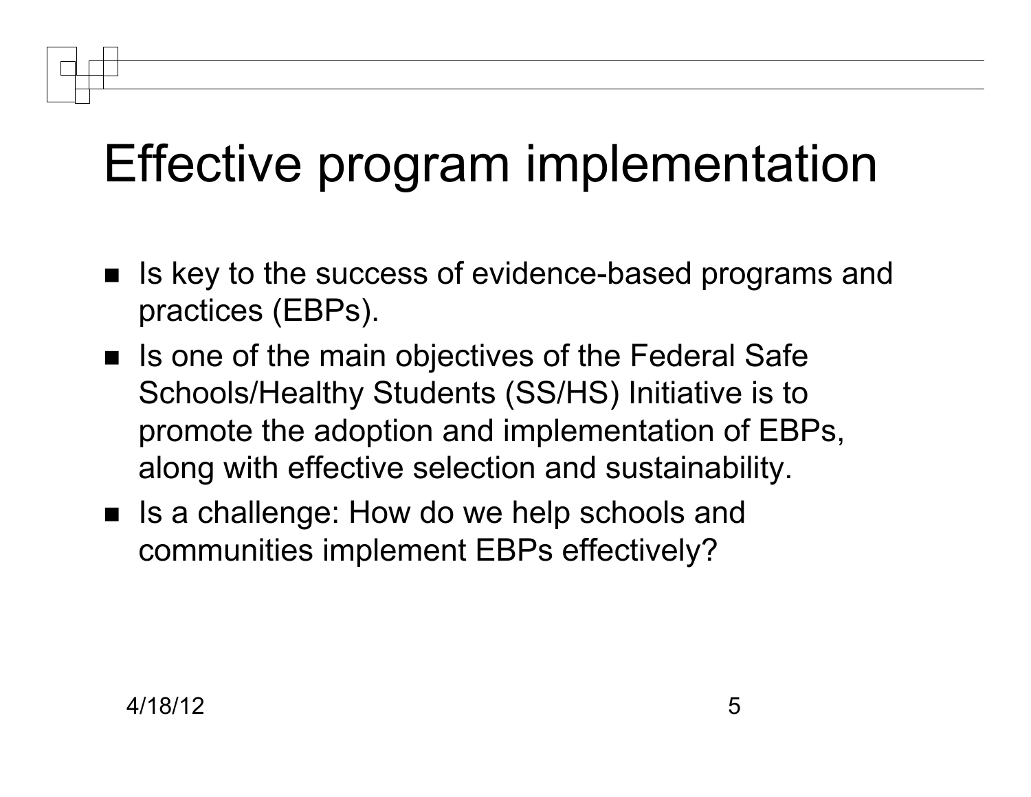# Effective program implementation

- Is key to the success of evidence-based programs and practices (EBPs).
- Is one of the main objectives of the Federal Safe Schools/Healthy Students (SS/HS) Initiative is to promote the adoption and implementation of EBPs, along with effective selection and sustainability.
- Is a challenge: How do we help schools and communities implement EBPs effectively?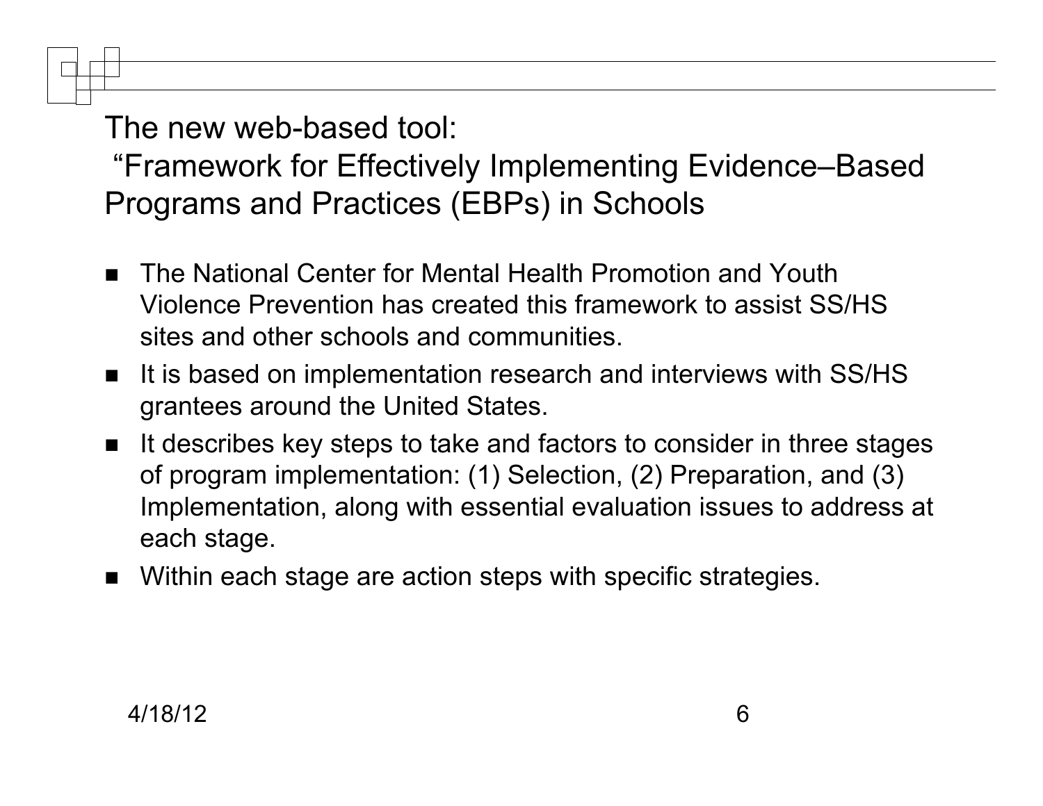## The new web-based tool:
## "Framework for Effectively Implementing Evidence–Based Programs and Practices (EBPs) in Schools

- The National Center for Mental Health Promotion and Youth Violence Prevention has created this framework to assist SS/HS sites and other schools and communities.
- It is based on implementation research and interviews with SS/HS grantees around the United States.
- It describes key steps to take and factors to consider in three stages of program implementation: (1) Selection, (2) Preparation, and (3) Implementation, along with essential evaluation issues to address at each stage.
- Within each stage are action steps with specific strategies.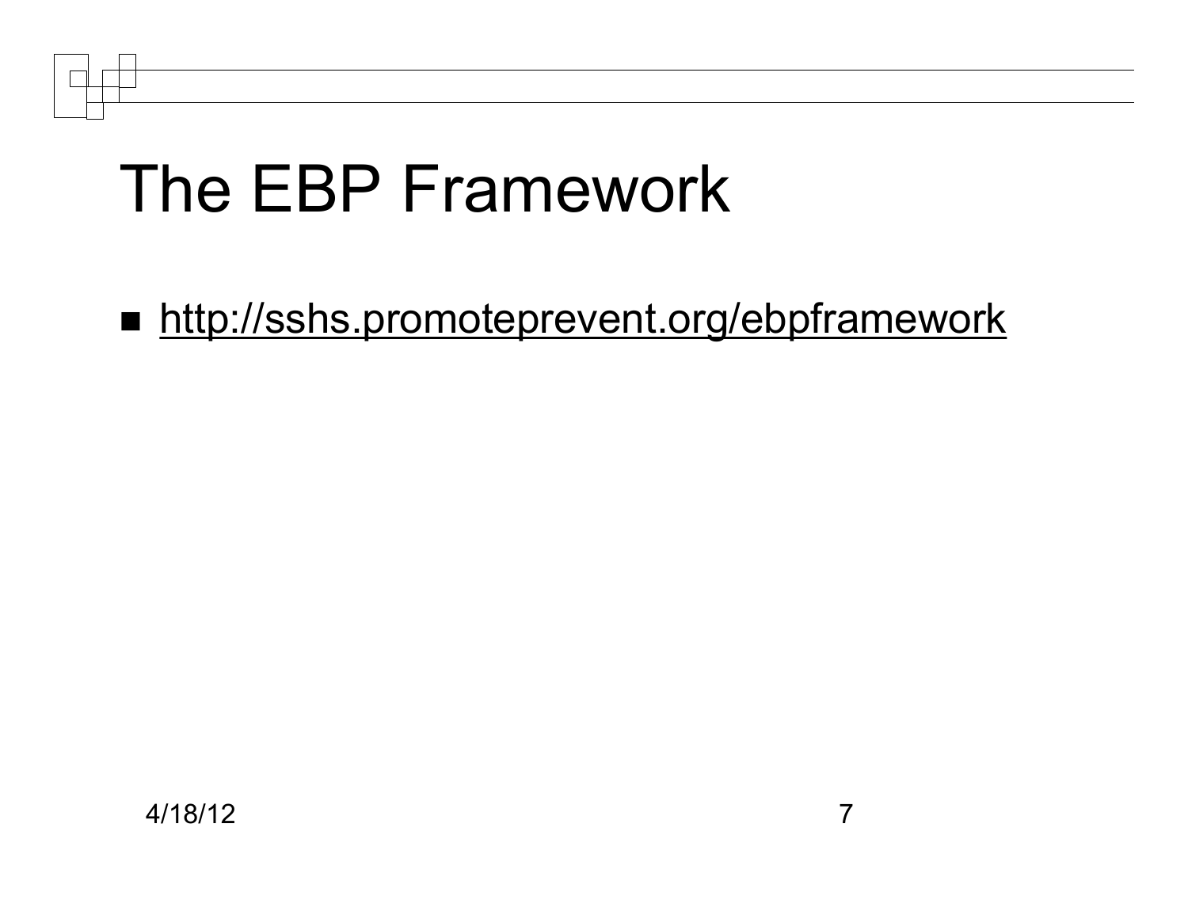# The EBP Framework

- http://sshs.promoteprevent.org/ebpframework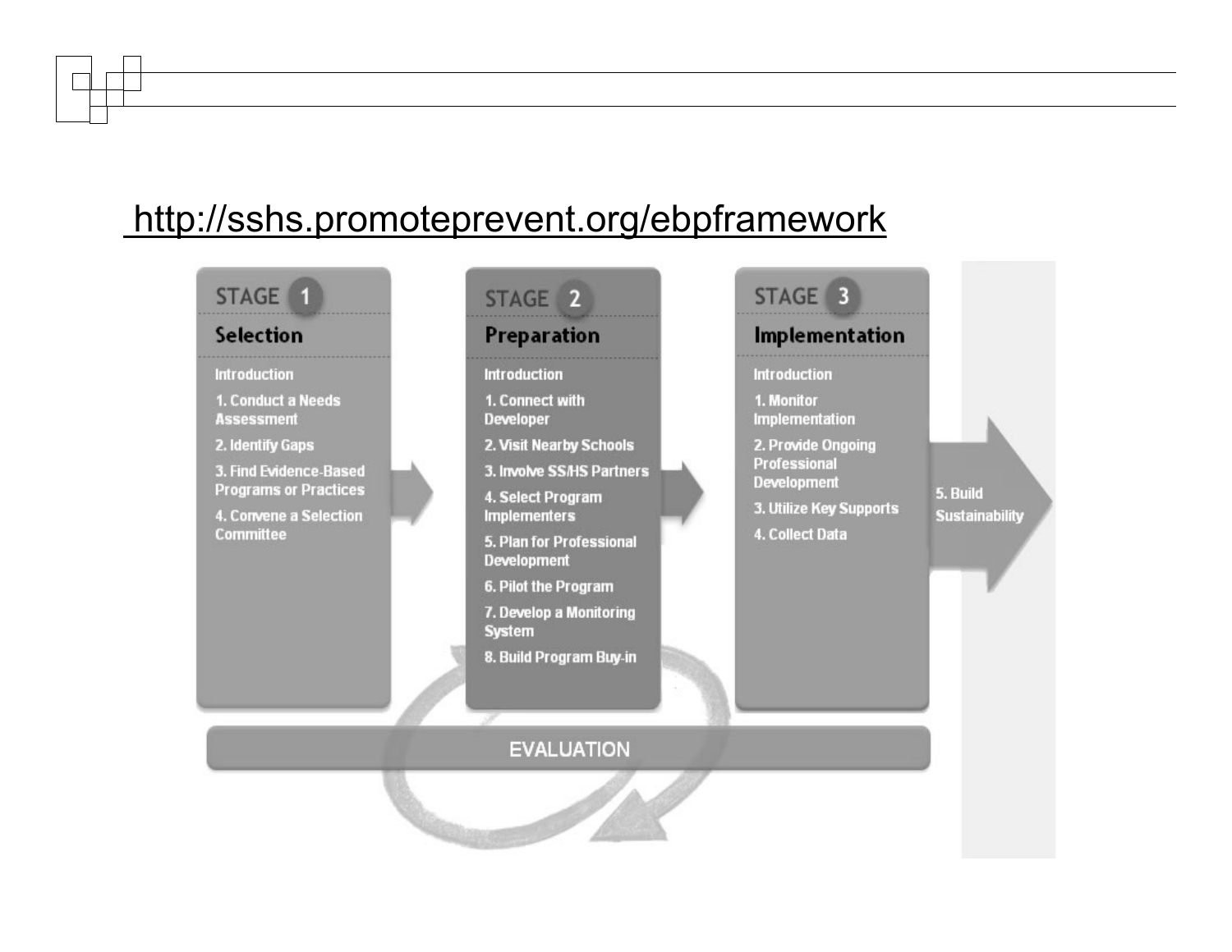http://sshs.promoteprevent.org/ebpframework

## STAGE 1 — Selection

- Introduction
- 1. Conduct a Needs Assessment
- 2. Identify Gaps
- 3. Find Evidence-Based Programs or Practices
- 4. Convene a Selection Committee

## STAGE 2 — Preparation

- Introduction
- 1. Connect with Developer
- 2. Visit Nearby Schools
- 3. Involve SS/HS Partners
- 4. Select Program Implementers
- 5. Plan for Professional Development
- 6. Pilot the Program
- 7. Develop a Monitoring System
- 8. Build Program Buy-in

## STAGE 3 — Implementation

- Introduction
- 1. Monitor Implementation
- 2. Provide Ongoing Professional Development
- 3. Utilize Key Supports
- 4. Collect Data

5. Build Sustainability

EVALUATION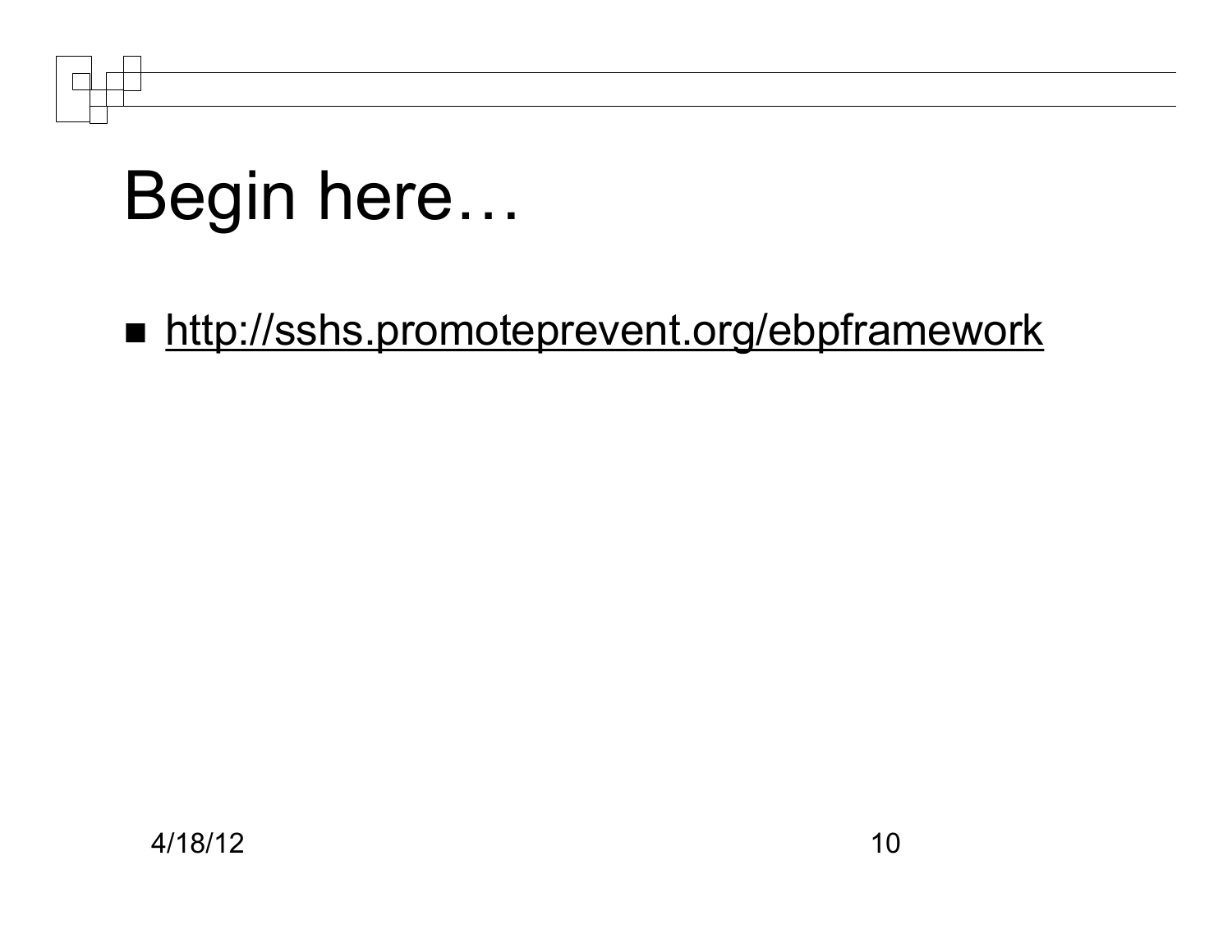# Begin here…

- http://sshs.promoteprevent.org/ebpframework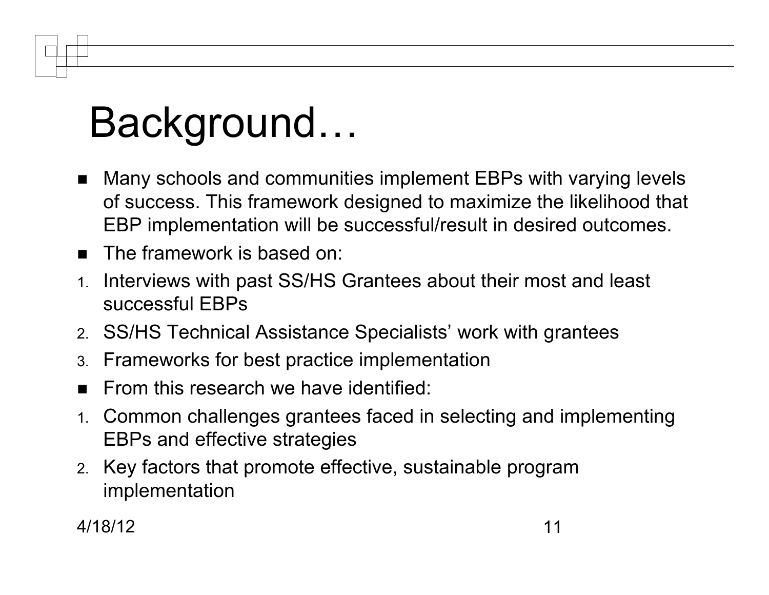# Background…

- Many schools and communities implement EBPs with varying levels of success. This framework designed to maximize the likelihood that EBP implementation will be successful/result in desired outcomes.
- The framework is based on:

1. Interviews with past SS/HS Grantees about their most and least successful EBPs
2. SS/HS Technical Assistance Specialists' work with grantees
3. Frameworks for best practice implementation

- From this research we have identified:

1. Common challenges grantees faced in selecting and implementing EBPs and effective strategies
2. Key factors that promote effective, sustainable program implementation

4/18/12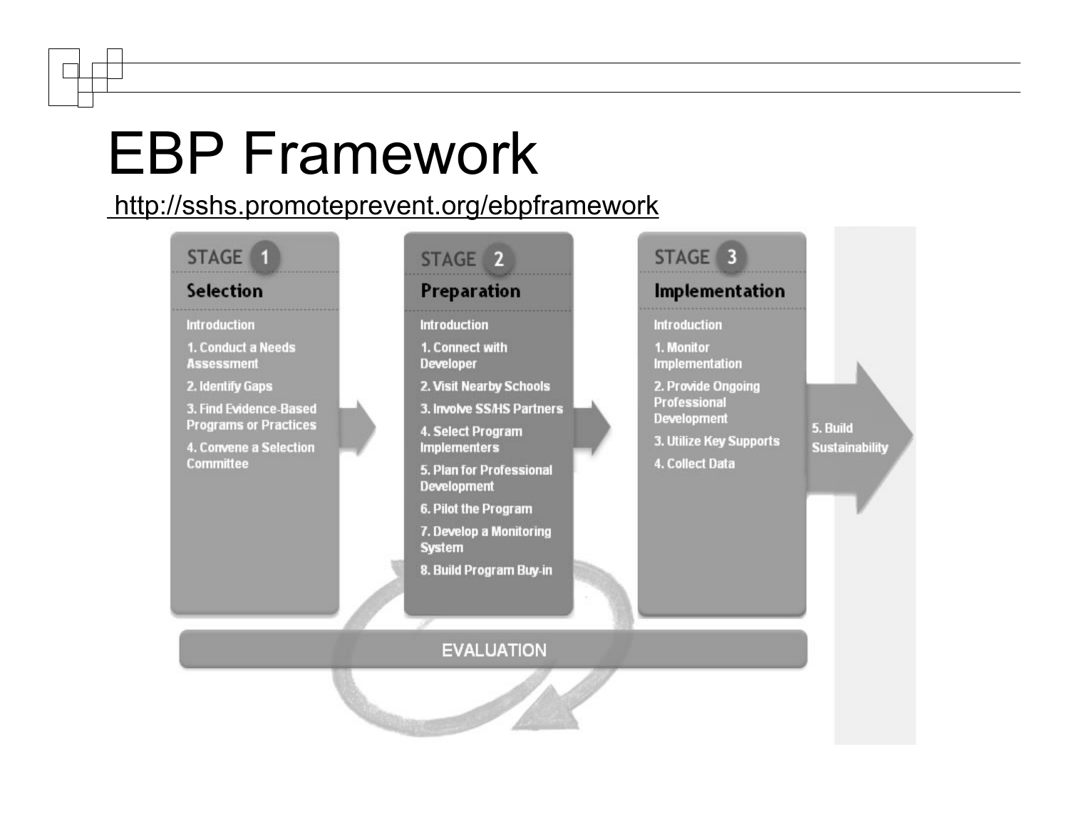# EBP Framework

http://sshs.promoteprevent.org/ebpframework

**STAGE 1**

**Selection**

- Introduction
- 1. Conduct a Needs Assessment
- 2. Identify Gaps
- 3. Find Evidence-Based Programs or Practices
- 4. Convene a Selection Committee

**STAGE 2**

**Preparation**

- Introduction
- 1. Connect with Developer
- 2. Visit Nearby Schools
- 3. Involve SS/HS Partners
- 4. Select Program Implementers
- 5. Plan for Professional Development
- 6. Pilot the Program
- 7. Develop a Monitoring System
- 8. Build Program Buy-in

**STAGE 3**

**Implementation**

- Introduction
- 1. Monitor Implementation
- 2. Provide Ongoing Professional Development
- 3. Utilize Key Supports
- 4. Collect Data

5. Build Sustainability

EVALUATION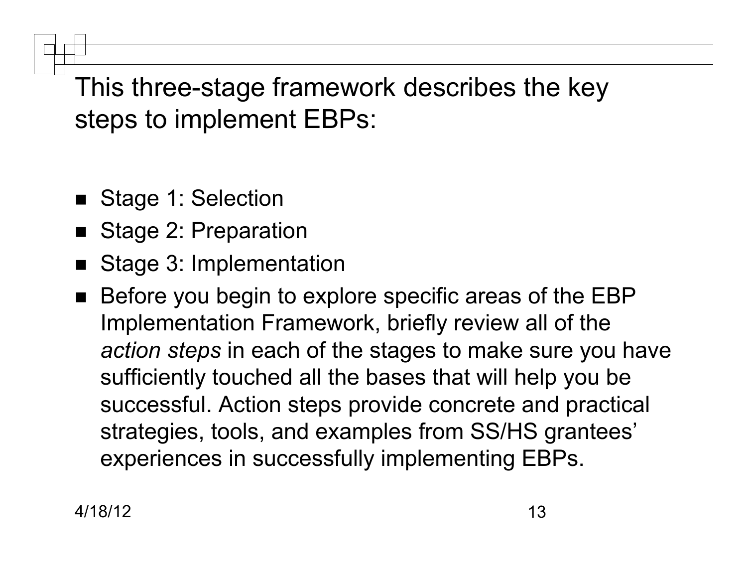# This three-stage framework describes the key steps to implement EBPs:

- Stage 1: Selection
- Stage 2: Preparation
- Stage 3: Implementation
- Before you begin to explore specific areas of the EBP Implementation Framework, briefly review all of the *action steps* in each of the stages to make sure you have sufficiently touched all the bases that will help you be successful. Action steps provide concrete and practical strategies, tools, and examples from SS/HS grantees' experiences in successfully implementing EBPs.

4/18/12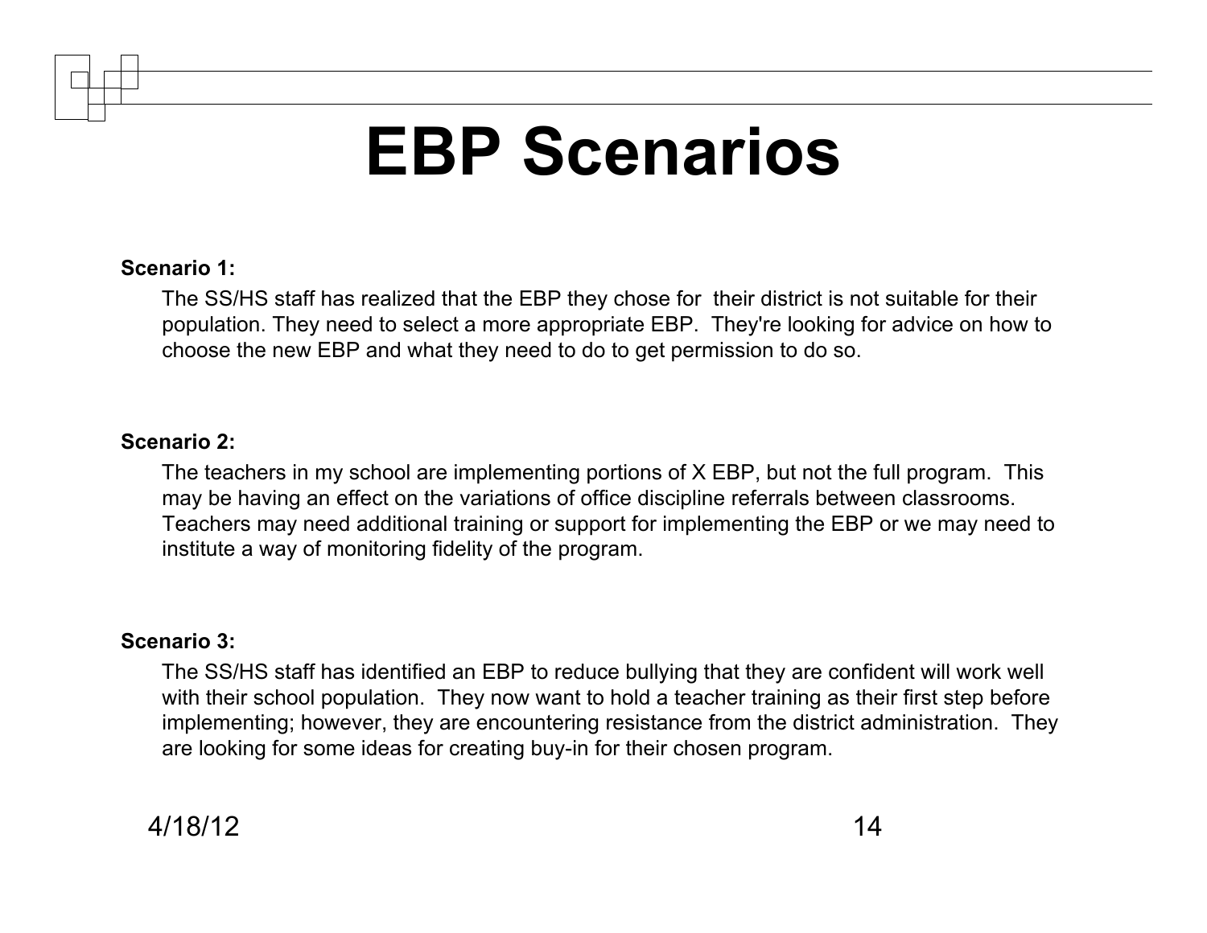# EBP Scenarios

**Scenario 1:**

The SS/HS staff has realized that the EBP they chose for their district is not suitable for their population. They need to select a more appropriate EBP. They're looking for advice on how to choose the new EBP and what they need to do to get permission to do so.

**Scenario 2:**

The teachers in my school are implementing portions of X EBP, but not the full program. This may be having an effect on the variations of office discipline referrals between classrooms. Teachers may need additional training or support for implementing the EBP or we may need to institute a way of monitoring fidelity of the program.

**Scenario 3:**

The SS/HS staff has identified an EBP to reduce bullying that they are confident will work well with their school population. They now want to hold a teacher training as their first step before implementing; however, they are encountering resistance from the district administration. They are looking for some ideas for creating buy-in for their chosen program.

4/18/12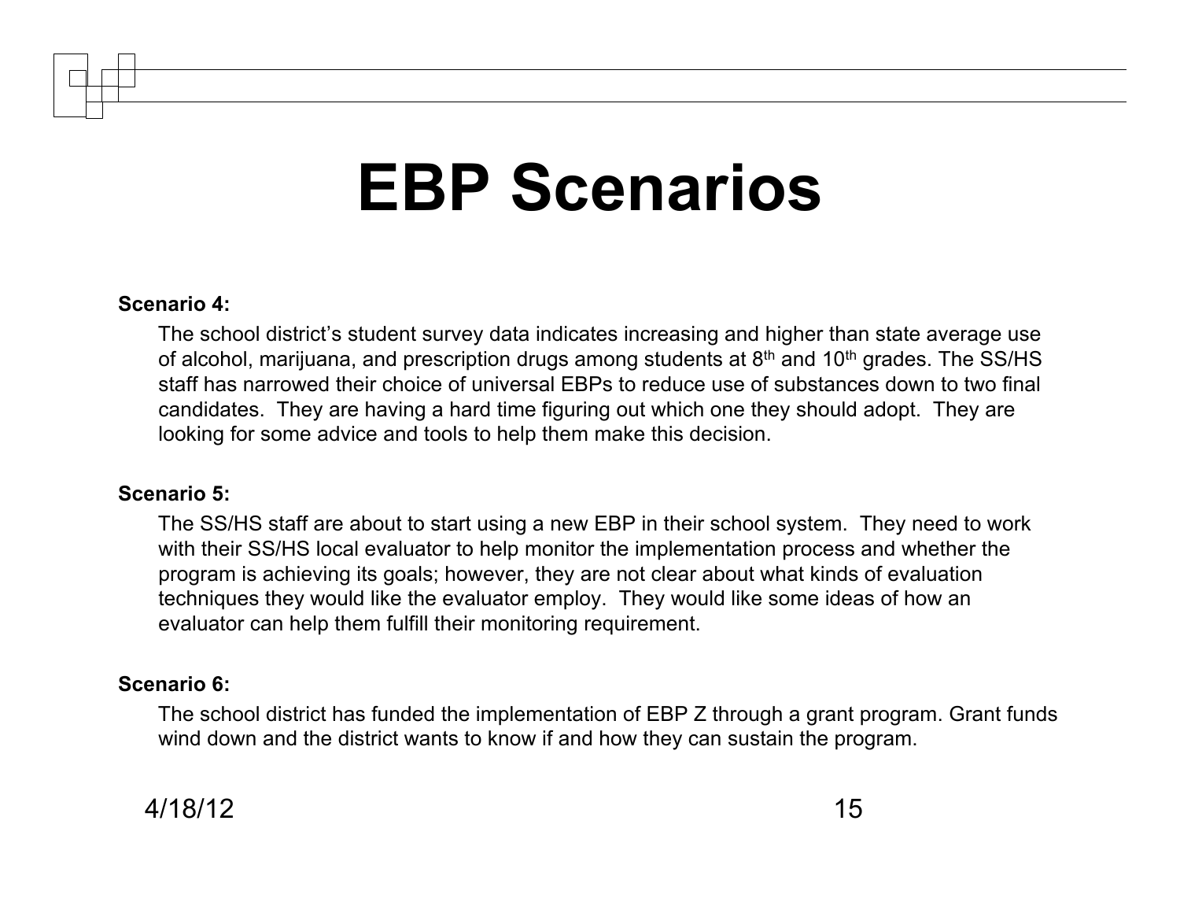# EBP Scenarios

**Scenario 4:**

The school district's student survey data indicates increasing and higher than state average use of alcohol, marijuana, and prescription drugs among students at 8th and 10th grades. The SS/HS staff has narrowed their choice of universal EBPs to reduce use of substances down to two final candidates. They are having a hard time figuring out which one they should adopt. They are looking for some advice and tools to help them make this decision.

**Scenario 5:**

The SS/HS staff are about to start using a new EBP in their school system. They need to work with their SS/HS local evaluator to help monitor the implementation process and whether the program is achieving its goals; however, they are not clear about what kinds of evaluation techniques they would like the evaluator employ. They would like some ideas of how an evaluator can help them fulfill their monitoring requirement.

**Scenario 6:**

The school district has funded the implementation of EBP Z through a grant program. Grant funds wind down and the district wants to know if and how they can sustain the program.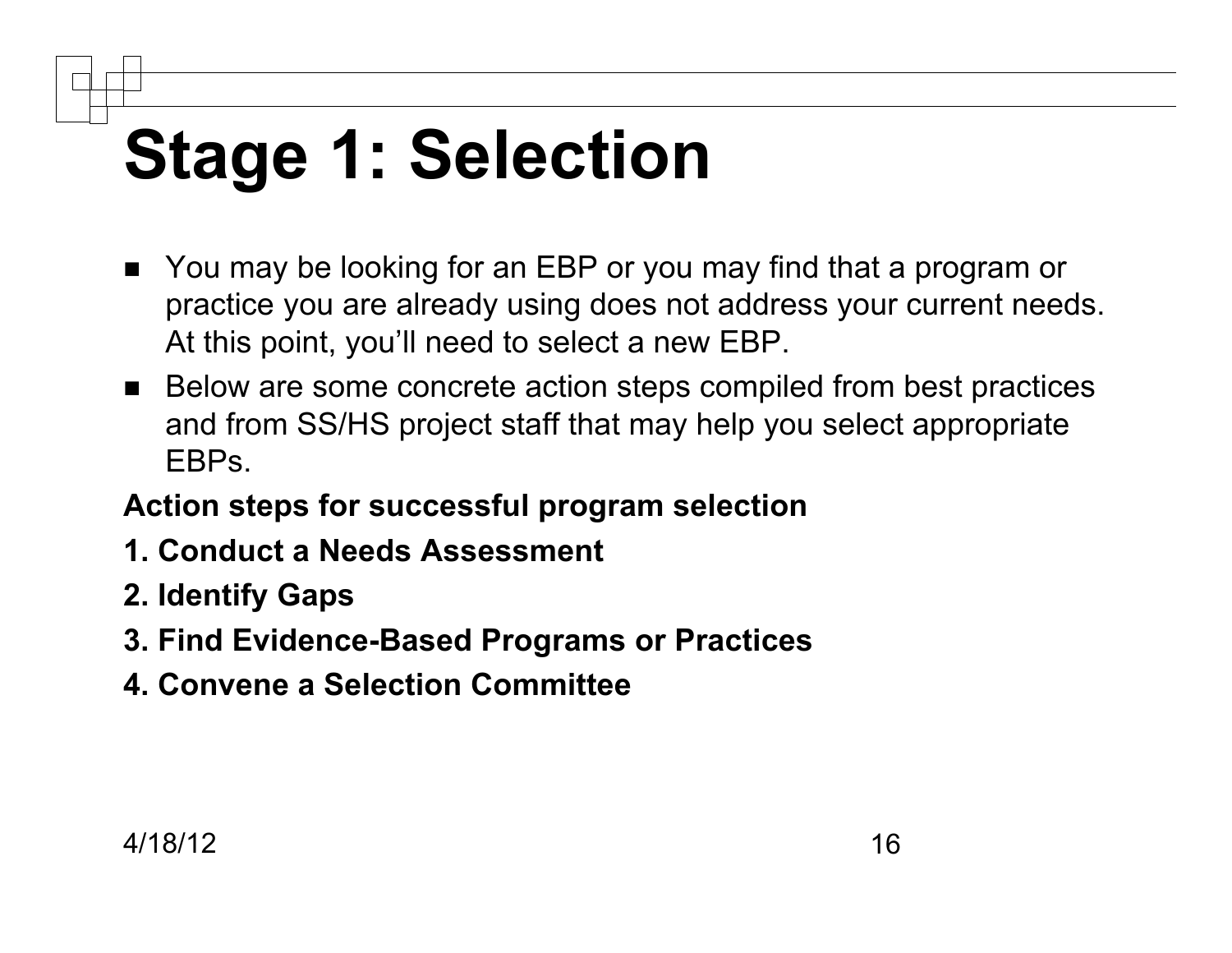# Stage 1: Selection

- You may be looking for an EBP or you may find that a program or practice you are already using does not address your current needs. At this point, you'll need to select a new EBP.
- Below are some concrete action steps compiled from best practices and from SS/HS project staff that may help you select appropriate EBPs.

**Action steps for successful program selection**

**1. Conduct a Needs Assessment**

**2. Identify Gaps**

**3. Find Evidence-Based Programs or Practices**

**4. Convene a Selection Committee**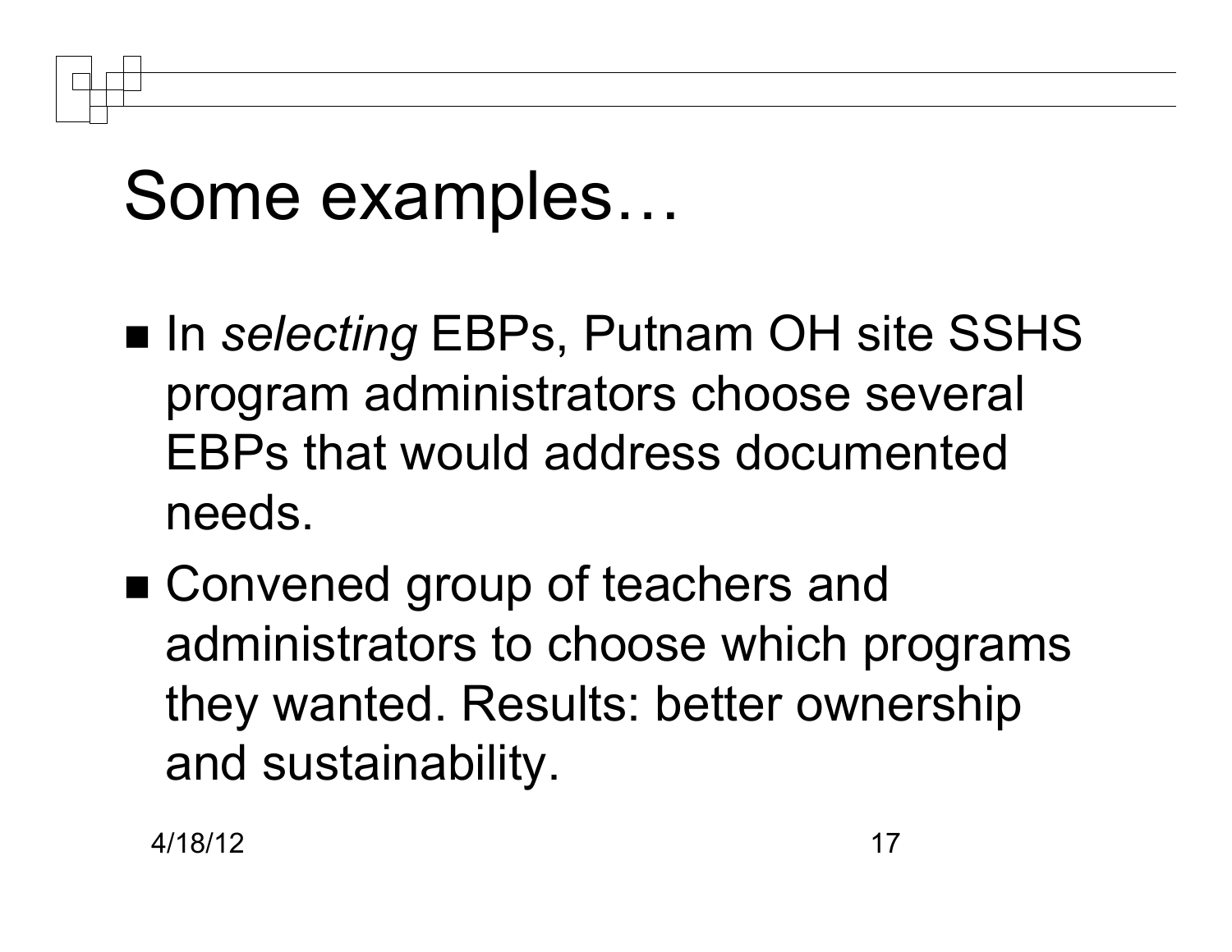# Some examples…

- In *selecting* EBPs, Putnam OH site SSHS program administrators choose several EBPs that would address documented needs.
- Convened group of teachers and administrators to choose which programs they wanted. Results: better ownership and sustainability.

4/18/12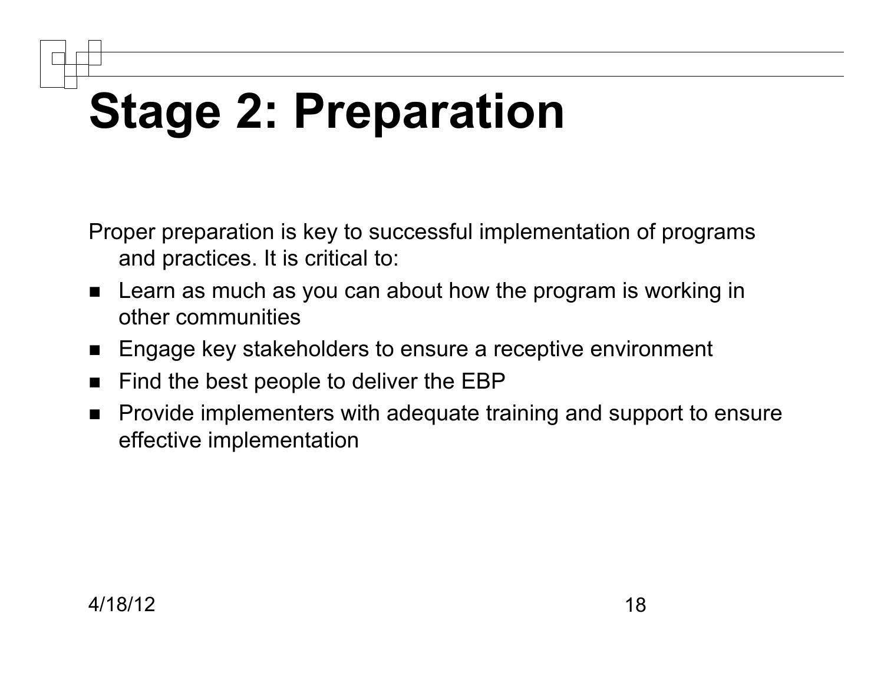# Stage 2: Preparation

Proper preparation is key to successful implementation of programs and practices. It is critical to:

- Learn as much as you can about how the program is working in other communities
- Engage key stakeholders to ensure a receptive environment
- Find the best people to deliver the EBP
- Provide implementers with adequate training and support to ensure effective implementation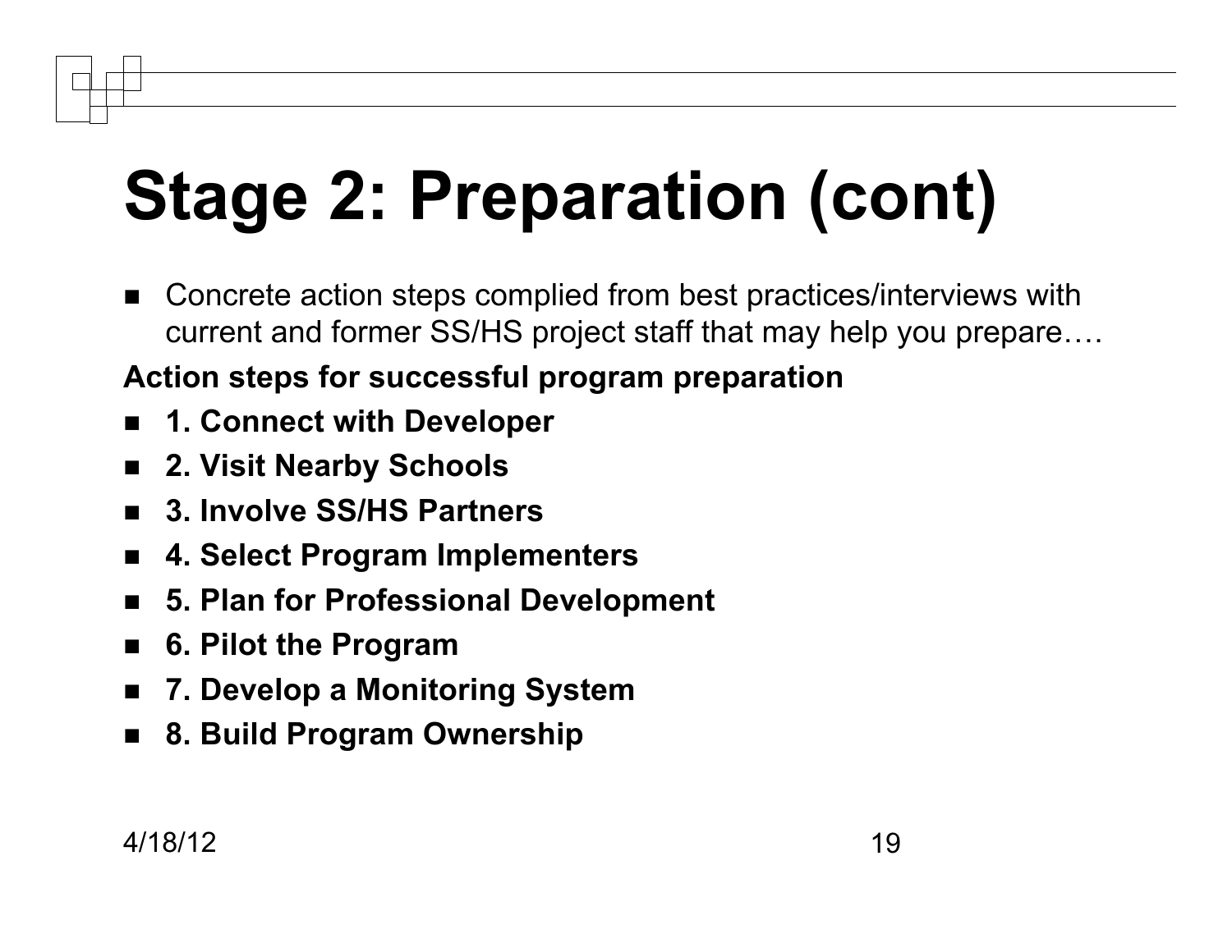# Stage 2: Preparation (cont)

- Concrete action steps complied from best practices/interviews with current and former SS/HS project staff that may help you prepare….

**Action steps for successful program preparation**

- **1. Connect with Developer**
- **2. Visit Nearby Schools**
- **3. Involve SS/HS Partners**
- **4. Select Program Implementers**
- **5. Plan for Professional Development**
- **6. Pilot the Program**
- **7. Develop a Monitoring System**
- **8. Build Program Ownership**

4/18/12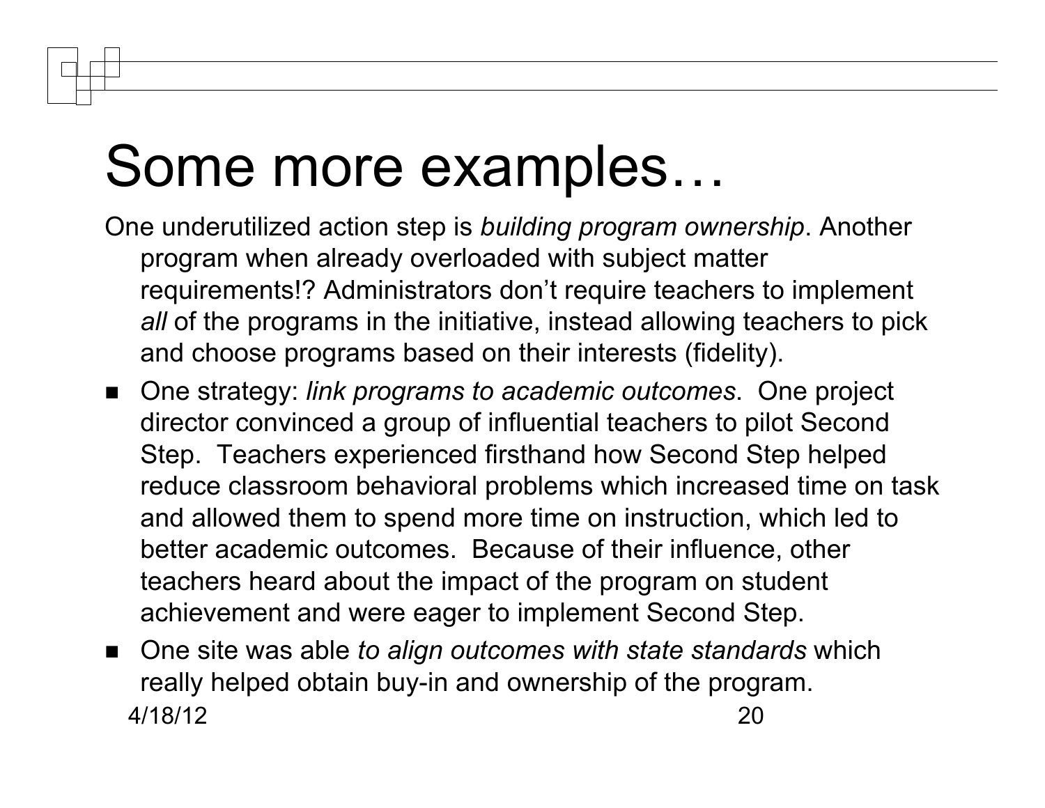# Some more examples…

One underutilized action step is *building program ownership*. Another program when already overloaded with subject matter requirements!? Administrators don't require teachers to implement *all* of the programs in the initiative, instead allowing teachers to pick and choose programs based on their interests (fidelity).

- One strategy: *link programs to academic outcomes*. One project director convinced a group of influential teachers to pilot Second Step. Teachers experienced firsthand how Second Step helped reduce classroom behavioral problems which increased time on task and allowed them to spend more time on instruction, which led to better academic outcomes. Because of their influence, other teachers heard about the impact of the program on student achievement and were eager to implement Second Step.
- One site was able *to align outcomes with state standards* which really helped obtain buy-in and ownership of the program.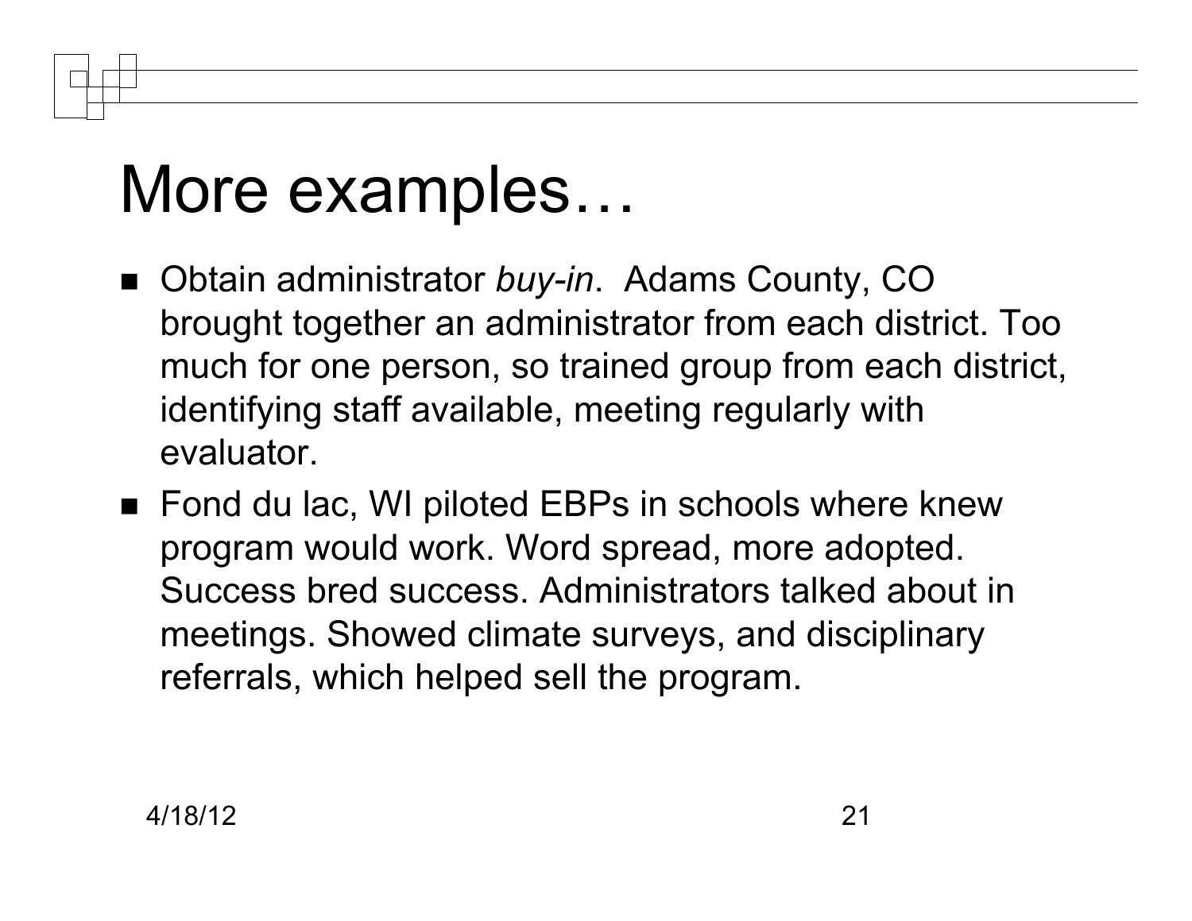# More examples…

- Obtain administrator *buy-in*. Adams County, CO brought together an administrator from each district. Too much for one person, so trained group from each district, identifying staff available, meeting regularly with evaluator.
- Fond du lac, WI piloted EBPs in schools where knew program would work. Word spread, more adopted. Success bred success. Administrators talked about in meetings. Showed climate surveys, and disciplinary referrals, which helped sell the program.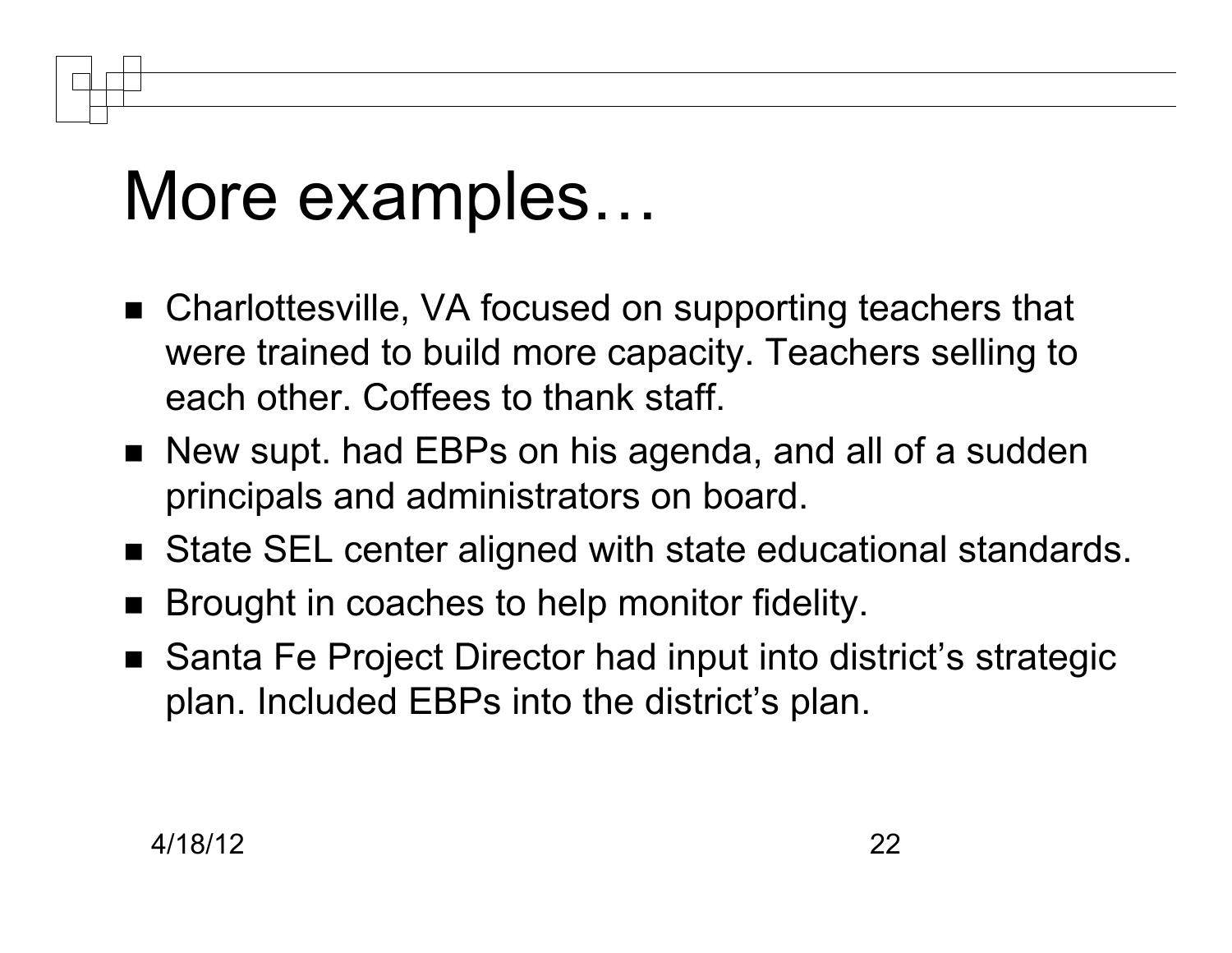# More examples…

- Charlottesville, VA focused on supporting teachers that were trained to build more capacity. Teachers selling to each other. Coffees to thank staff.
- New supt. had EBPs on his agenda, and all of a sudden principals and administrators on board.
- State SEL center aligned with state educational standards.
- Brought in coaches to help monitor fidelity.
- Santa Fe Project Director had input into district's strategic plan. Included EBPs into the district's plan.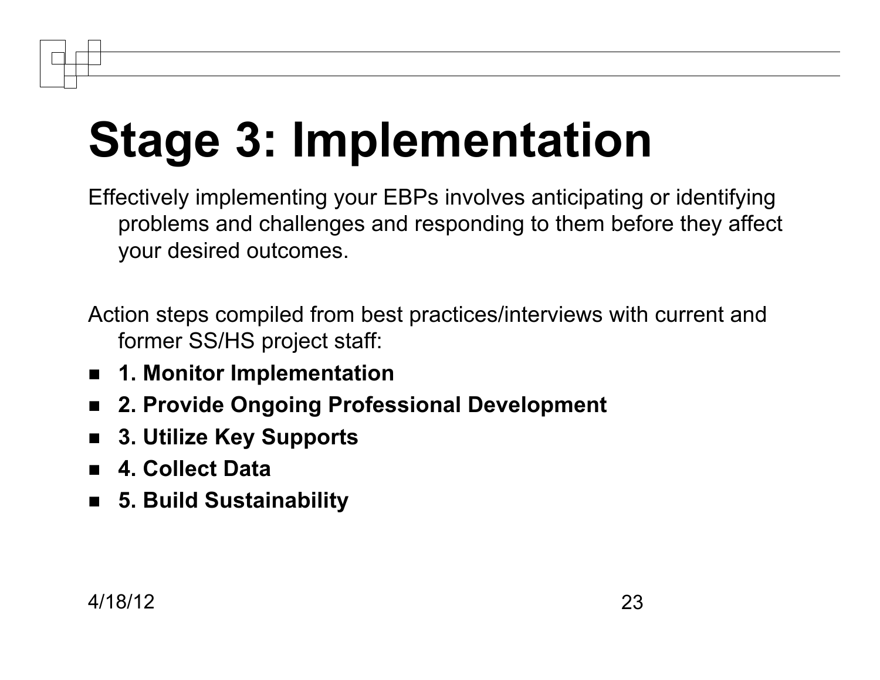# Stage 3: Implementation

Effectively implementing your EBPs involves anticipating or identifying problems and challenges and responding to them before they affect your desired outcomes.

Action steps compiled from best practices/interviews with current and former SS/HS project staff:

- **1. Monitor Implementation**
- **2. Provide Ongoing Professional Development**
- **3. Utilize Key Supports**
- **4. Collect Data**
- **5. Build Sustainability**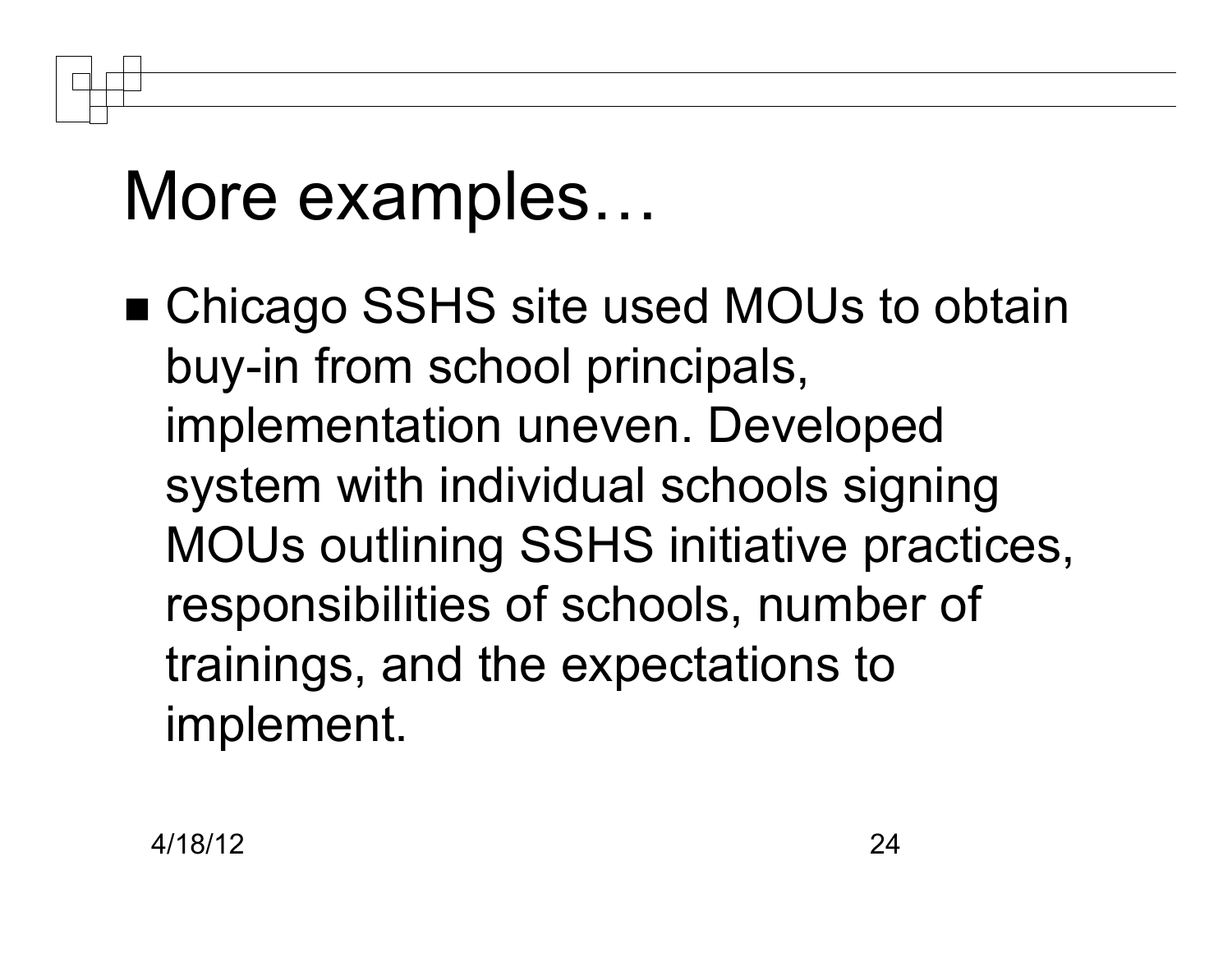# More examples…

- Chicago SSHS site used MOUs to obtain buy-in from school principals, implementation uneven. Developed system with individual schools signing MOUs outlining SSHS initiative practices, responsibilities of schools, number of trainings, and the expectations to implement.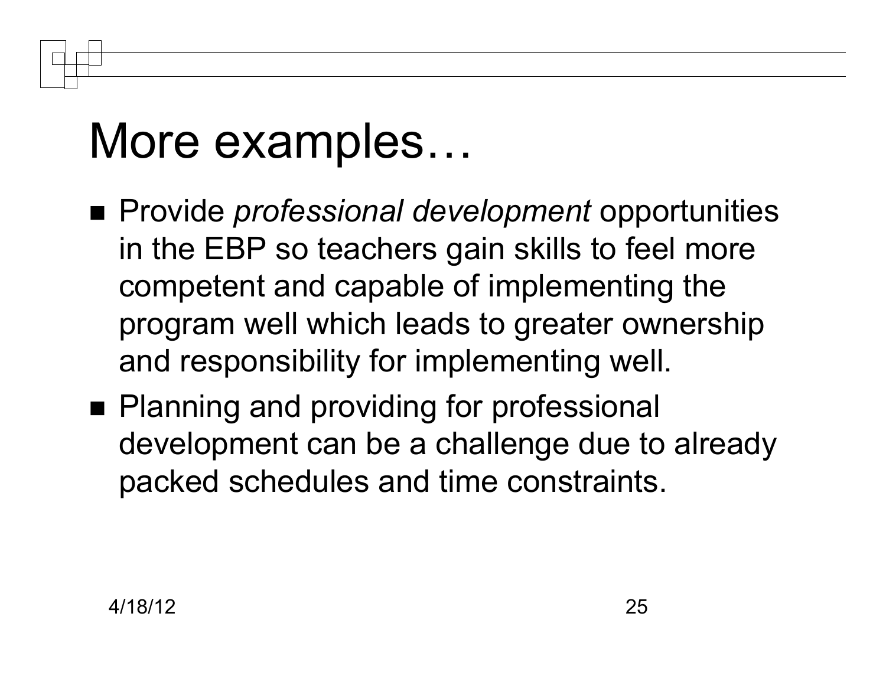# More examples…

- Provide *professional development* opportunities in the EBP so teachers gain skills to feel more competent and capable of implementing the program well which leads to greater ownership and responsibility for implementing well.
- Planning and providing for professional development can be a challenge due to already packed schedules and time constraints.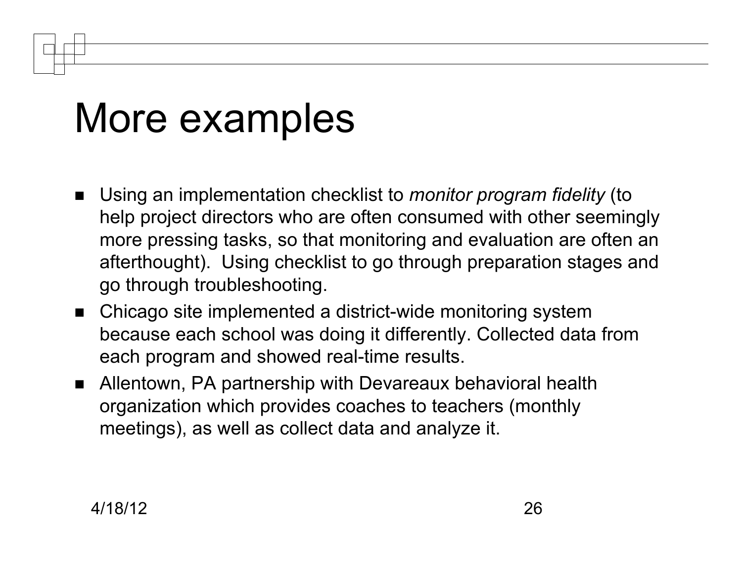# More examples

- Using an implementation checklist to *monitor program fidelity* (to help project directors who are often consumed with other seemingly more pressing tasks, so that monitoring and evaluation are often an afterthought). Using checklist to go through preparation stages and go through troubleshooting.
- Chicago site implemented a district-wide monitoring system because each school was doing it differently. Collected data from each program and showed real-time results.
- Allentown, PA partnership with Devareaux behavioral health organization which provides coaches to teachers (monthly meetings), as well as collect data and analyze it.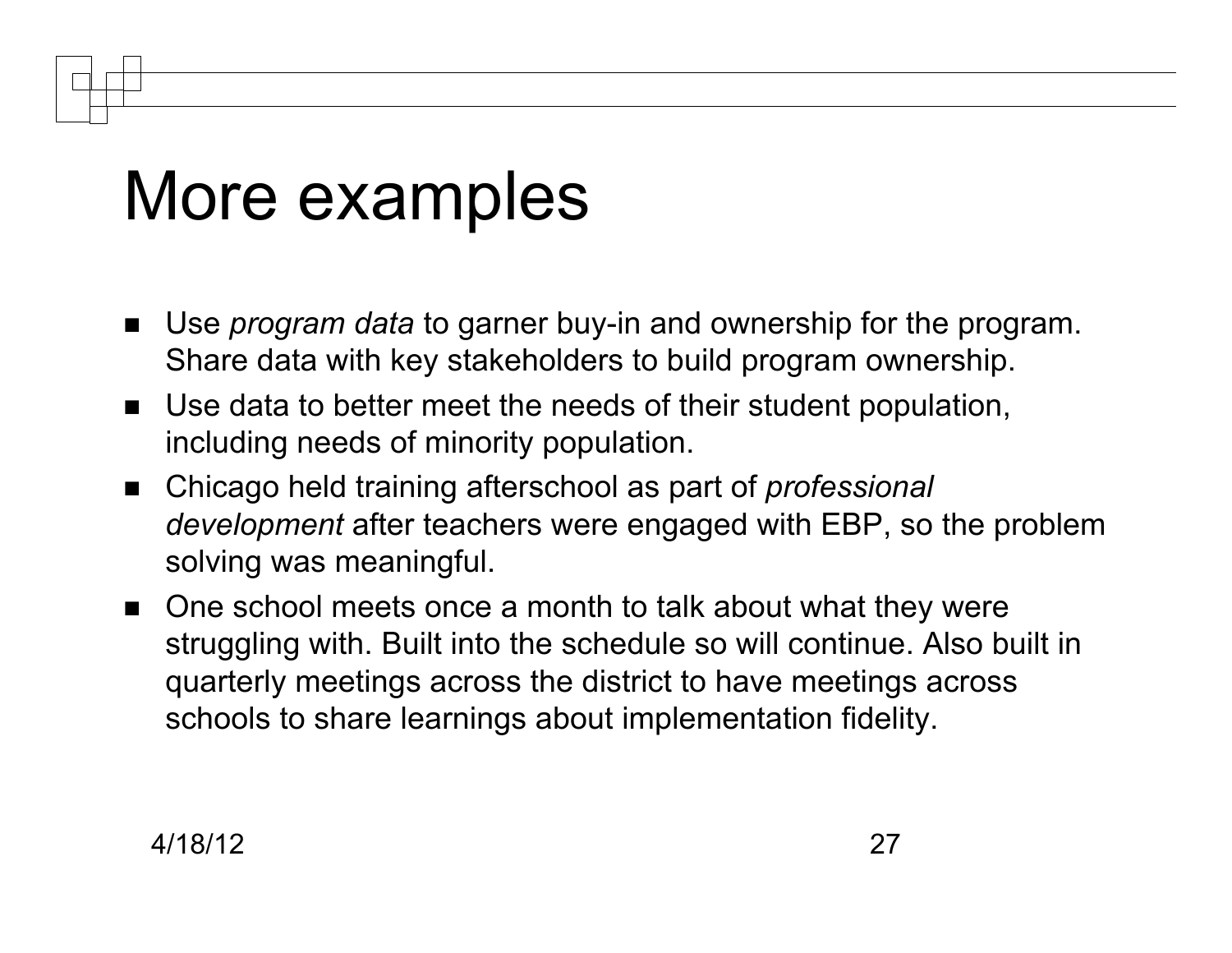# More examples

- Use *program data* to garner buy-in and ownership for the program. Share data with key stakeholders to build program ownership.
- Use data to better meet the needs of their student population, including needs of minority population.
- Chicago held training afterschool as part of *professional development* after teachers were engaged with EBP, so the problem solving was meaningful.
- One school meets once a month to talk about what they were struggling with. Built into the schedule so will continue. Also built in quarterly meetings across the district to have meetings across schools to share learnings about implementation fidelity.

4/18/12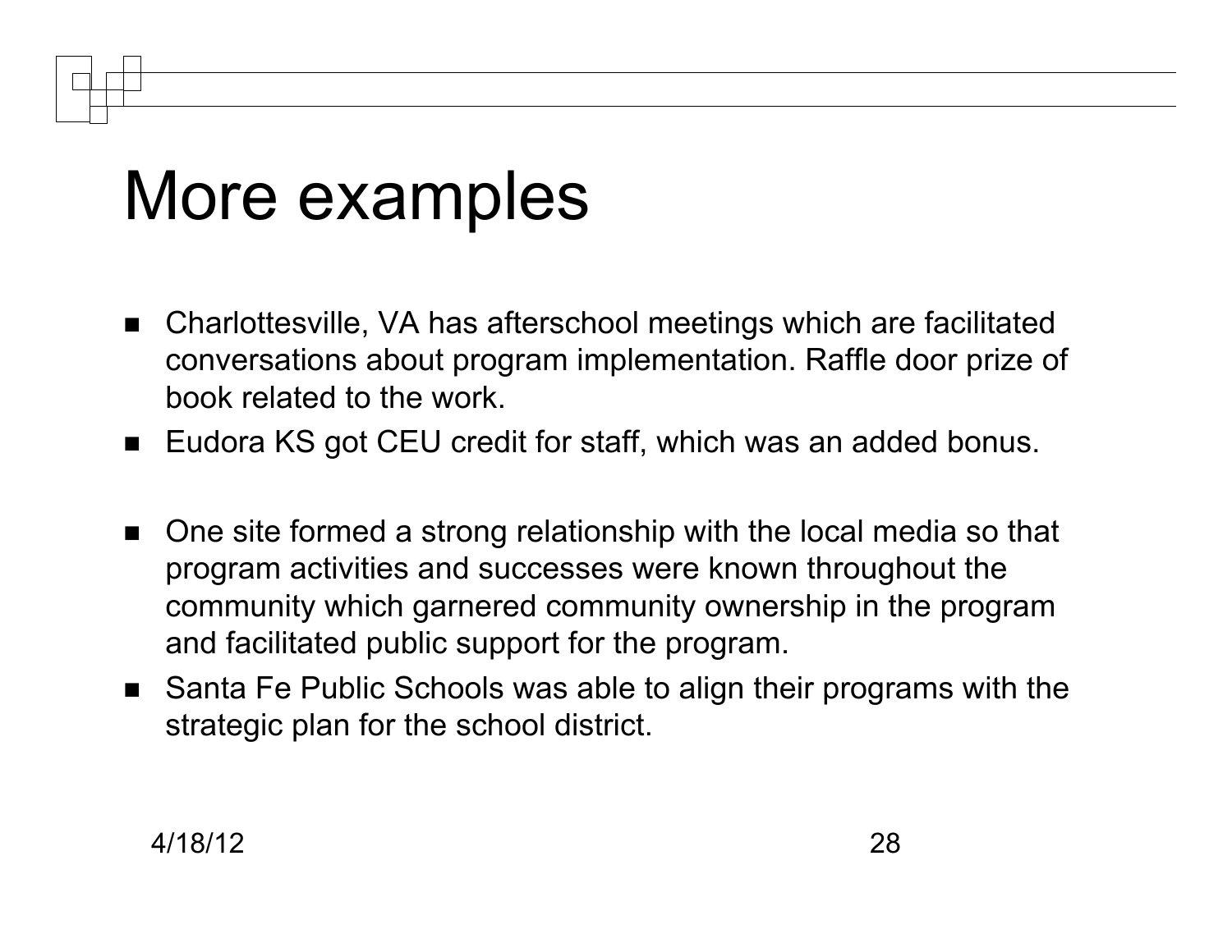# More examples

- Charlottesville, VA has afterschool meetings which are facilitated conversations about program implementation. Raffle door prize of book related to the work.
- Eudora KS got CEU credit for staff, which was an added bonus.

- One site formed a strong relationship with the local media so that program activities and successes were known throughout the community which garnered community ownership in the program and facilitated public support for the program.
- Santa Fe Public Schools was able to align their programs with the strategic plan for the school district.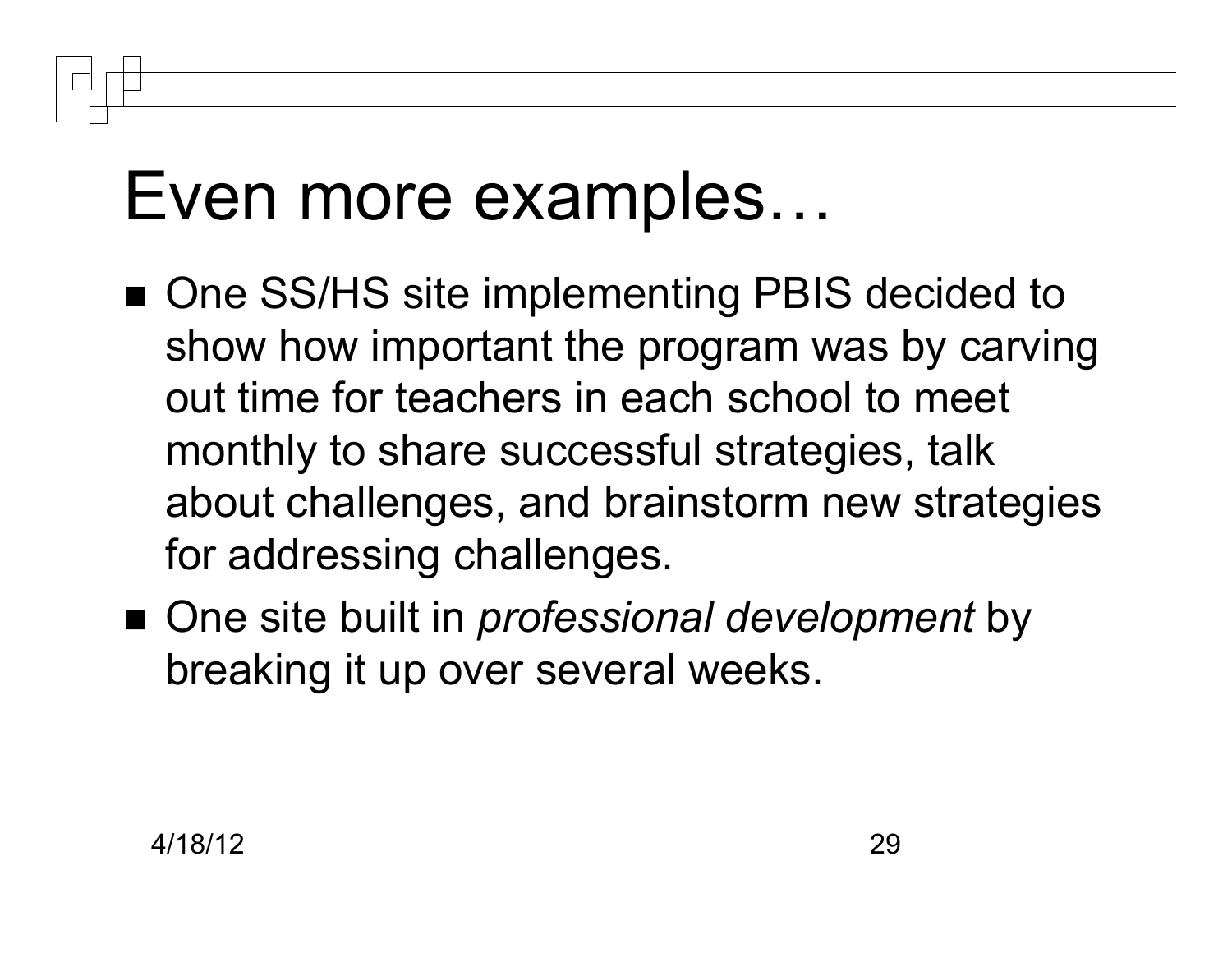# Even more examples…

- One SS/HS site implementing PBIS decided to show how important the program was by carving out time for teachers in each school to meet monthly to share successful strategies, talk about challenges, and brainstorm new strategies for addressing challenges.
- One site built in *professional development* by breaking it up over several weeks.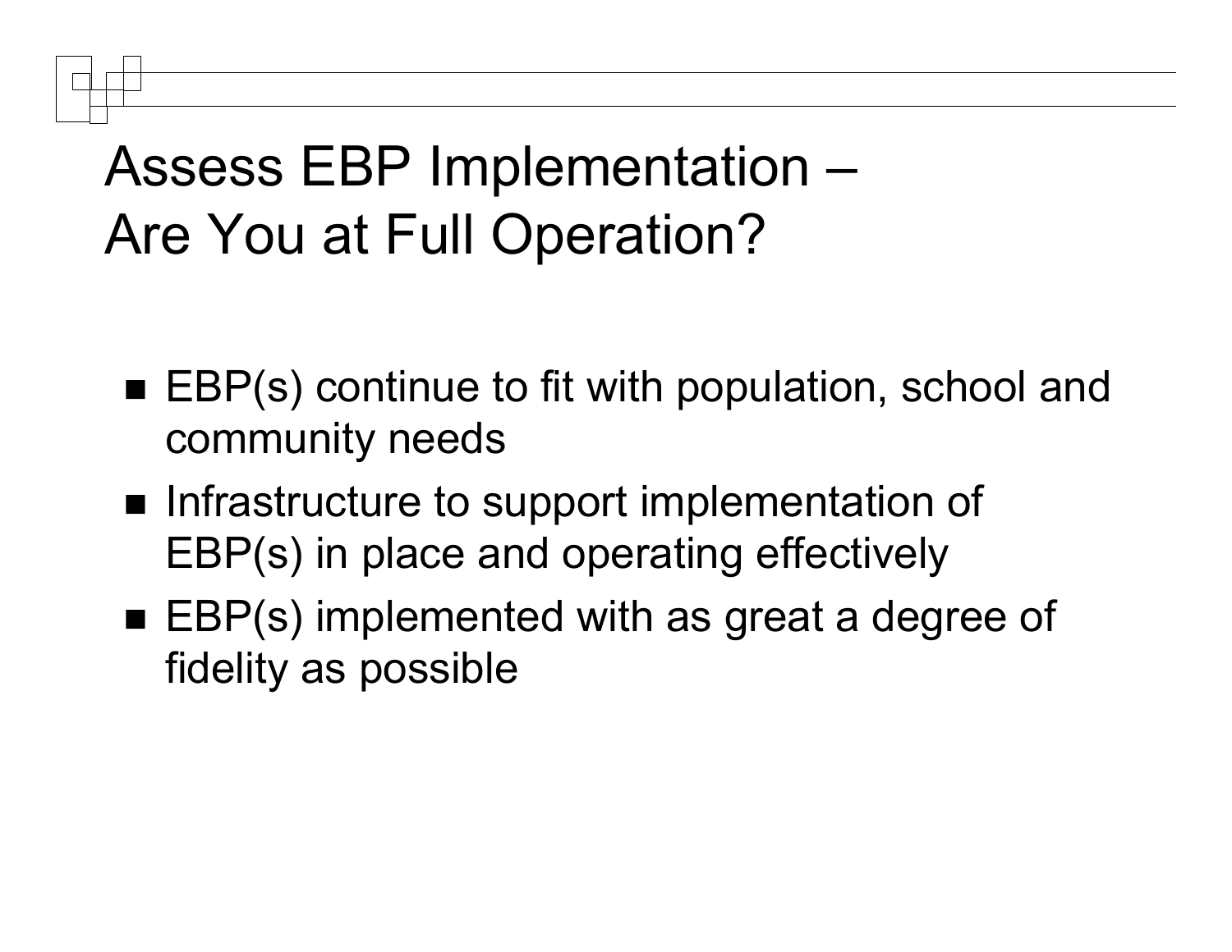# Assess EBP Implementation – Are You at Full Operation?

- EBP(s) continue to fit with population, school and community needs
- Infrastructure to support implementation of EBP(s) in place and operating effectively
- EBP(s) implemented with as great a degree of fidelity as possible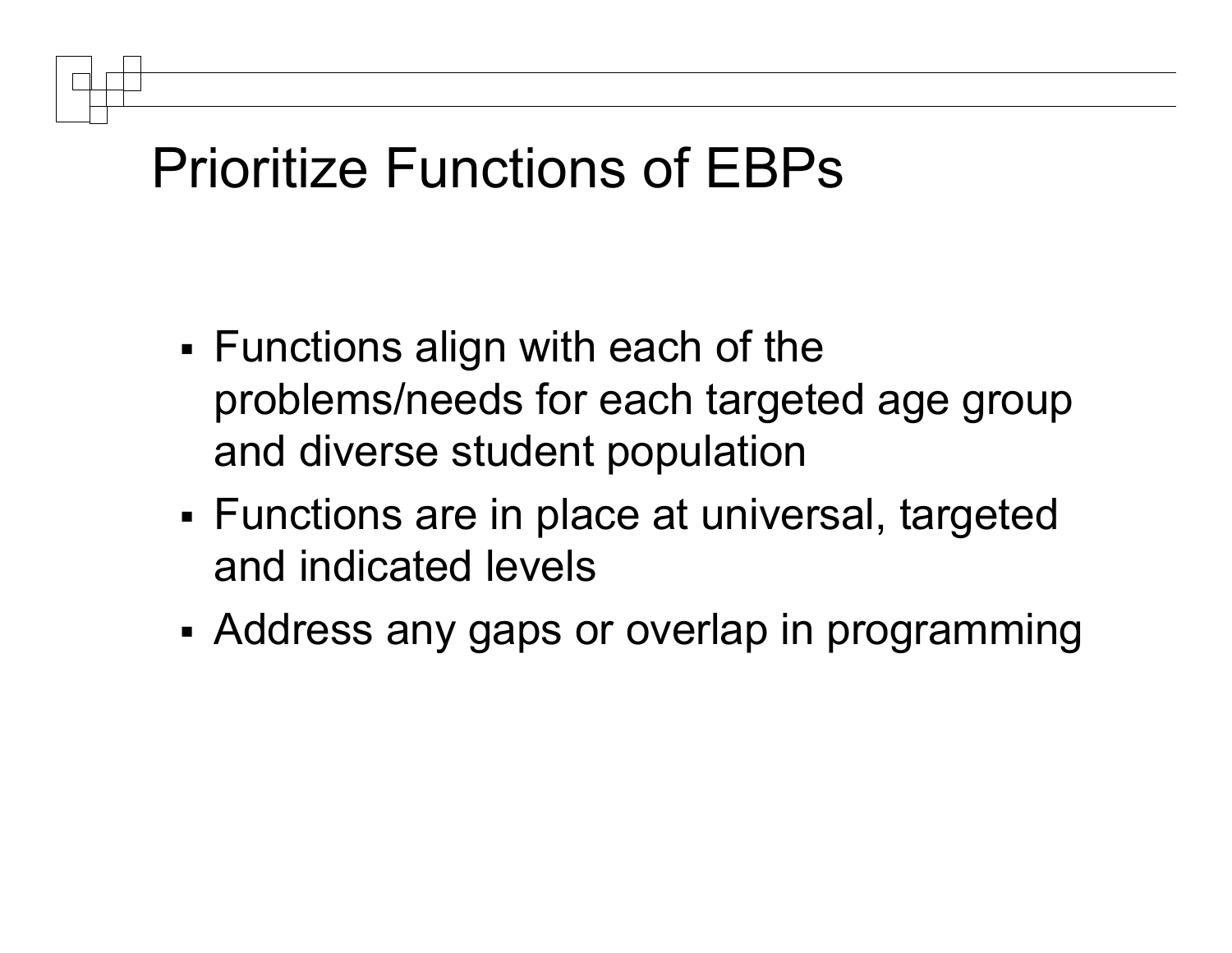# Prioritize Functions of EBPs

- Functions align with each of the problems/needs for each targeted age group and diverse student population
- Functions are in place at universal, targeted and indicated levels
- Address any gaps or overlap in programming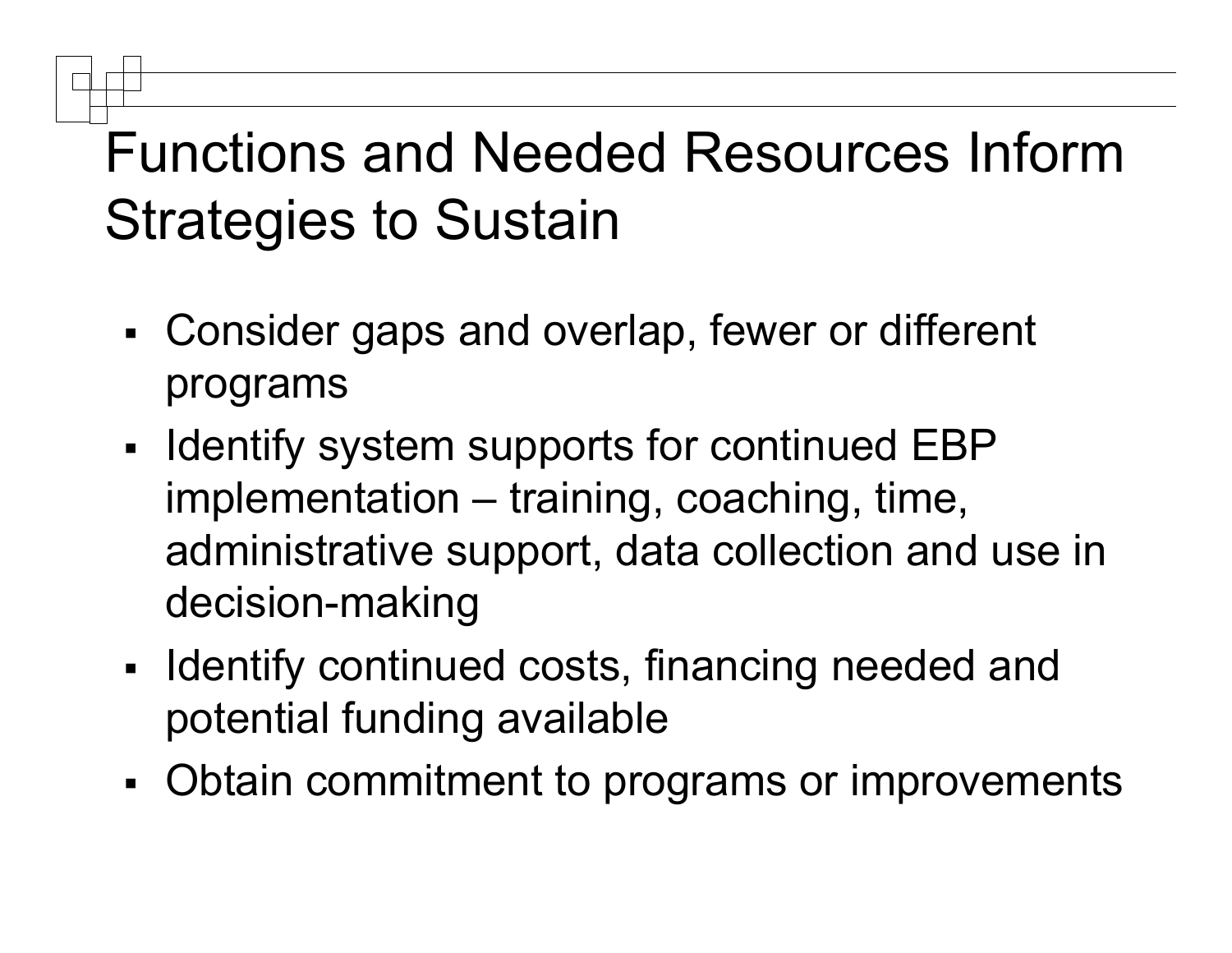# Functions and Needed Resources Inform Strategies to Sustain

- Consider gaps and overlap, fewer or different programs
- Identify system supports for continued EBP implementation – training, coaching, time, administrative support, data collection and use in decision-making
- Identify continued costs, financing needed and potential funding available
- Obtain commitment to programs or improvements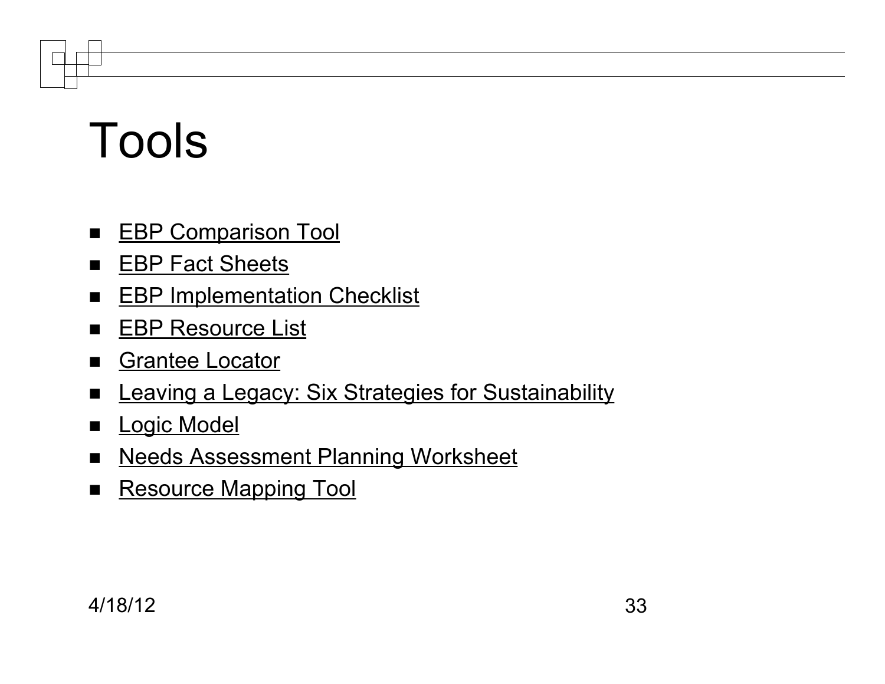# Tools

- EBP Comparison Tool
- EBP Fact Sheets
- EBP Implementation Checklist
- EBP Resource List
- Grantee Locator
- Leaving a Legacy: Six Strategies for Sustainability
- Logic Model
- Needs Assessment Planning Worksheet
- Resource Mapping Tool

4/18/12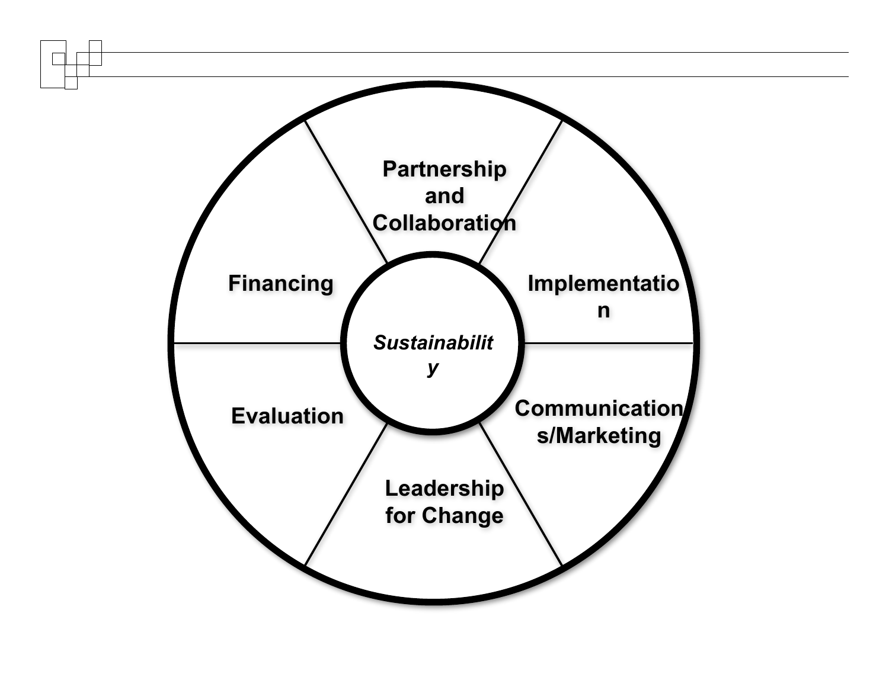Partnership and Collaboration

Implementation

Communications/Marketing

Leadership for Change

Evaluation

Financing

*Sustainability*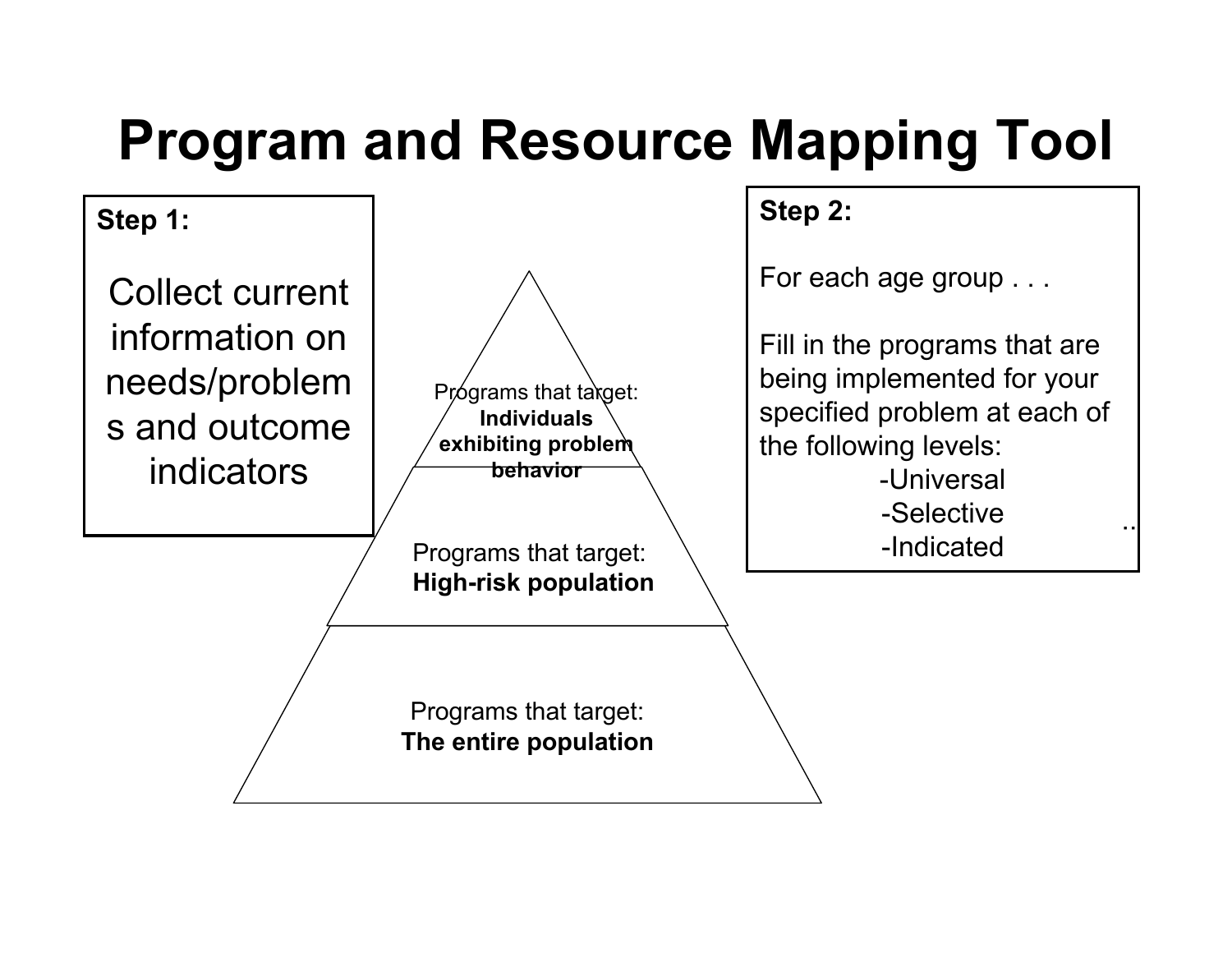# Program and Resource Mapping Tool

**Step 1:**

Collect current information on needs/problems and outcome indicators

Programs that target:
**Individuals exhibiting problem behavior**

Programs that target:
**High-risk population**

Programs that target:
**The entire population**

**Step 2:**

For each age group . . .

Fill in the programs that are being implemented for your specified problem at each of the following levels:

- Universal
- Selective
- Indicated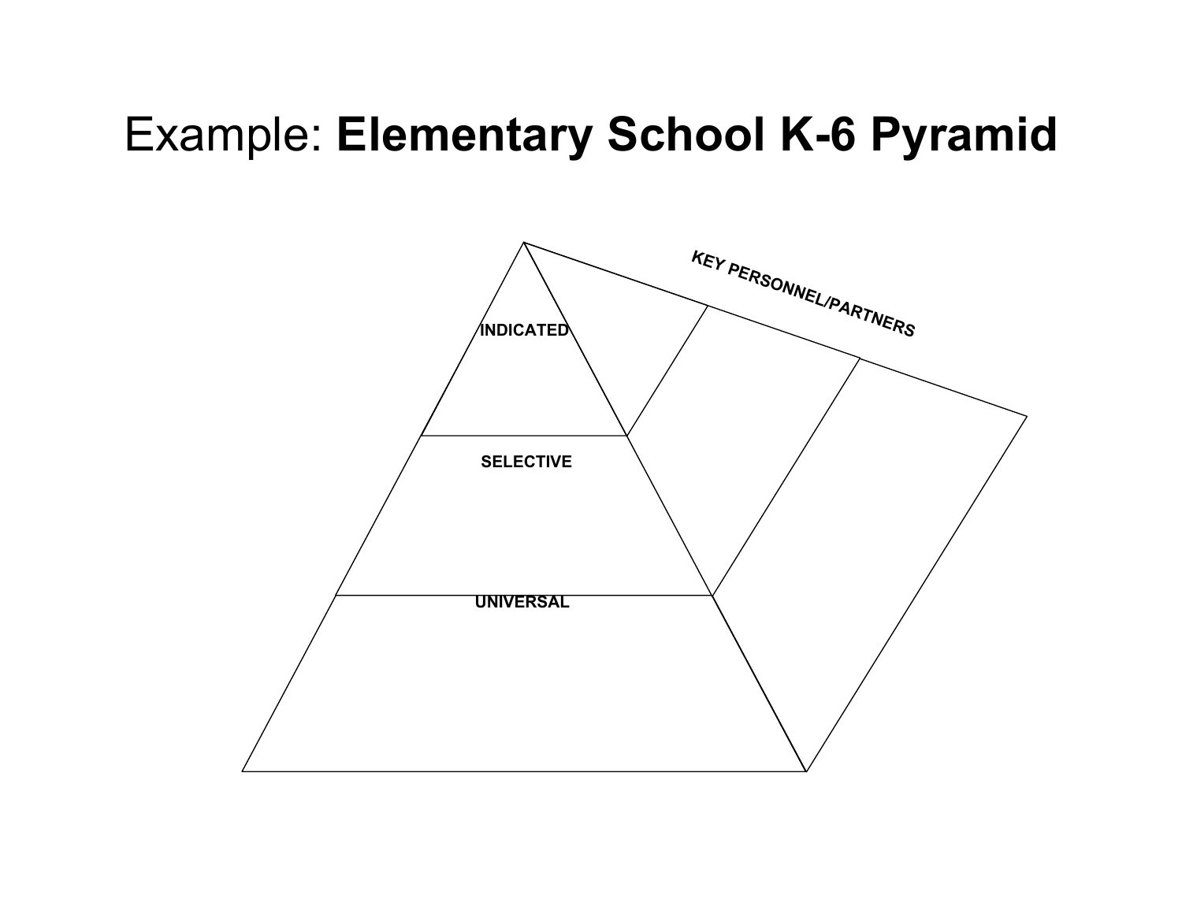# Example: **Elementary School K-6 Pyramid**

KEY PERSONNEL/PARTNERS

INDICATED

SELECTIVE

UNIVERSAL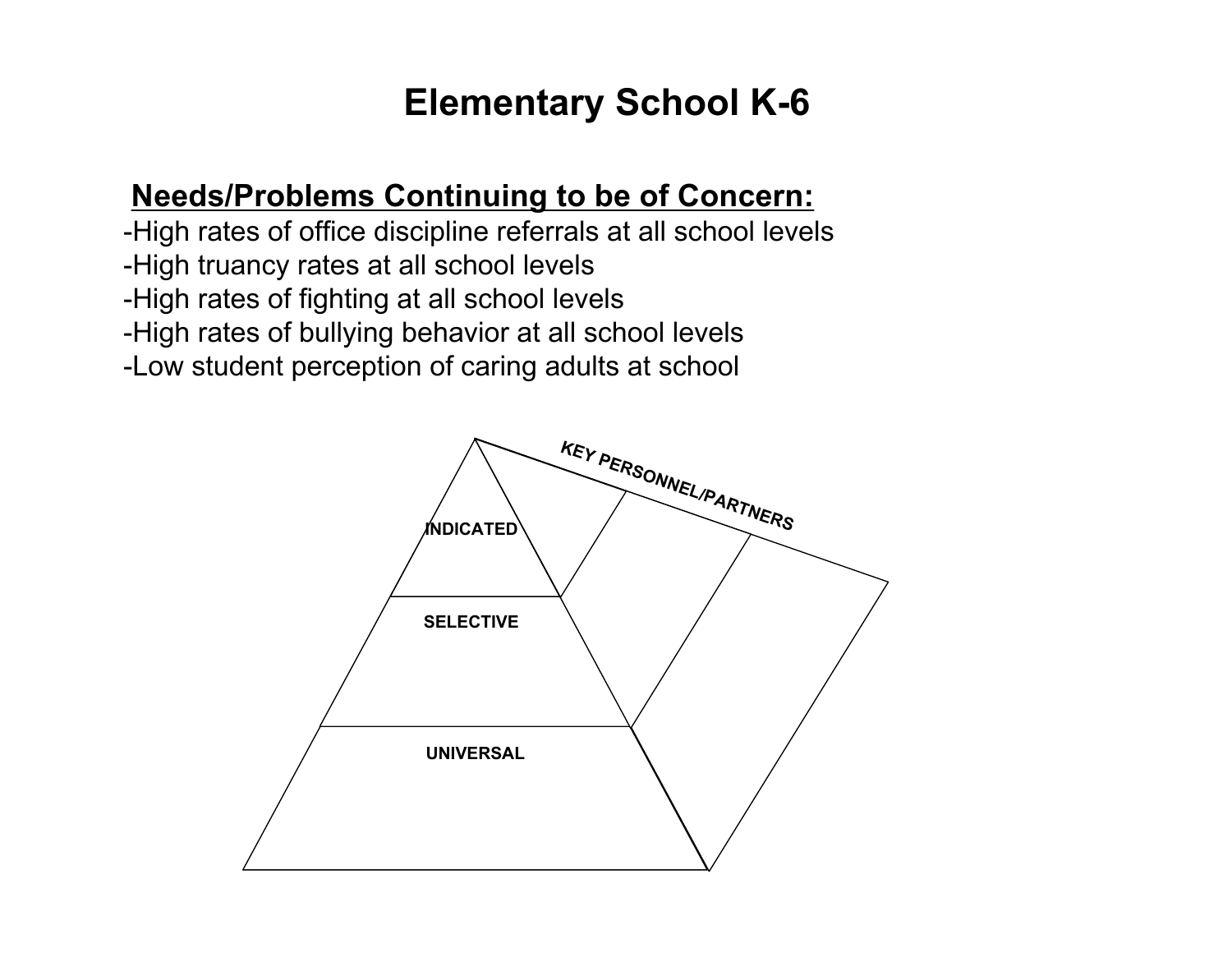# Elementary School K-6

**<u>Needs/Problems Continuing to be of Concern:</u>**

-High rates of office discipline referrals at all school levels
-High truancy rates at all school levels
-High rates of fighting at all school levels
-High rates of bullying behavior at all school levels
-Low student perception of caring adults at school

KEY PERSONNEL/PARTNERS

INDICATED

SELECTIVE

UNIVERSAL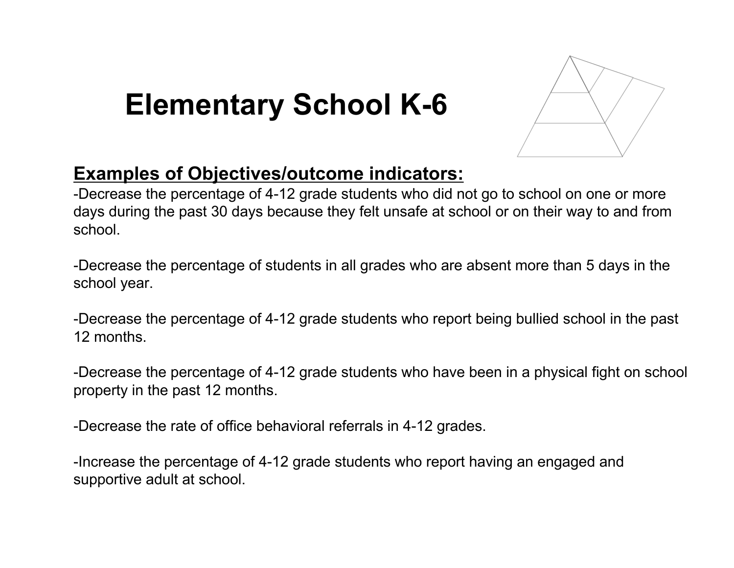# Elementary School K-6

**Examples of Objectives/outcome indicators:**

-Decrease the percentage of 4-12 grade students who did not go to school on one or more days during the past 30 days because they felt unsafe at school or on their way to and from school.

-Decrease the percentage of students in all grades who are absent more than 5 days in the school year.

-Decrease the percentage of 4-12 grade students who report being bullied school in the past 12 months.

-Decrease the percentage of 4-12 grade students who have been in a physical fight on school property in the past 12 months.

-Decrease the rate of office behavioral referrals in 4-12 grades.

-Increase the percentage of 4-12 grade students who report having an engaged and supportive adult at school.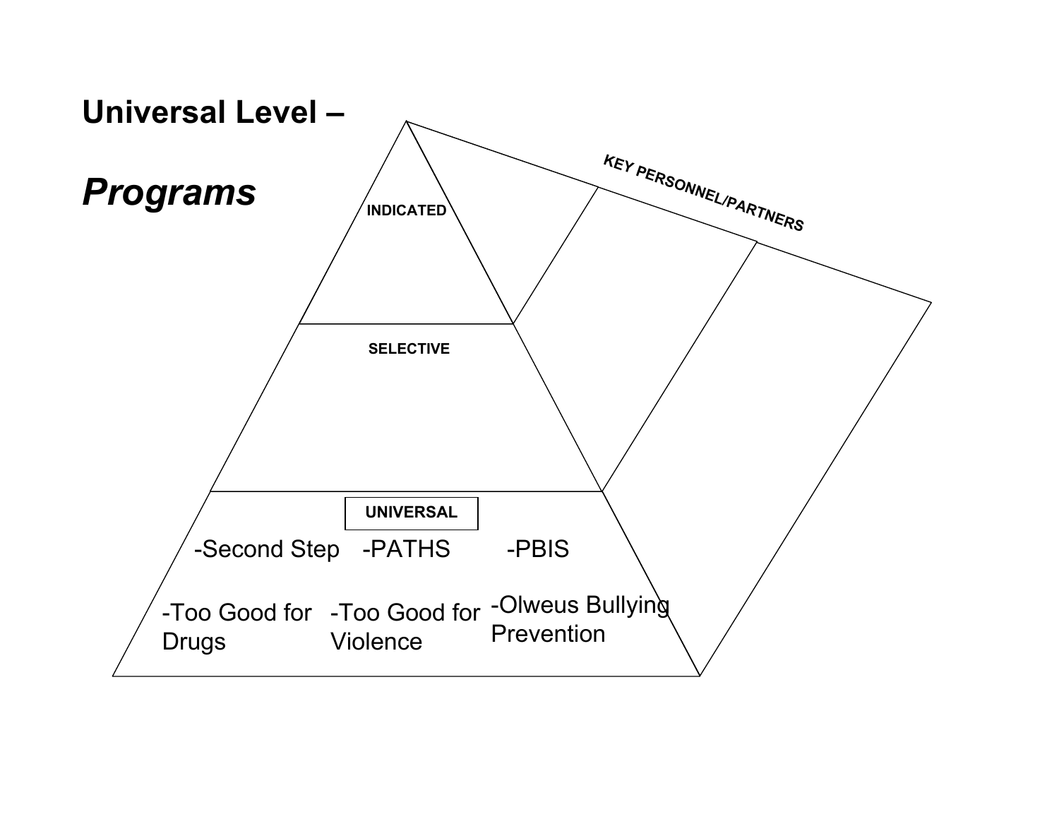# Universal Level –

## *Programs*

INDICATED

SELECTIVE

KEY PERSONNEL/PARTNERS

UNIVERSAL

- Second Step
- PATHS
- PBIS
- Too Good for Drugs
- Too Good for Violence
- Olweus Bullying Prevention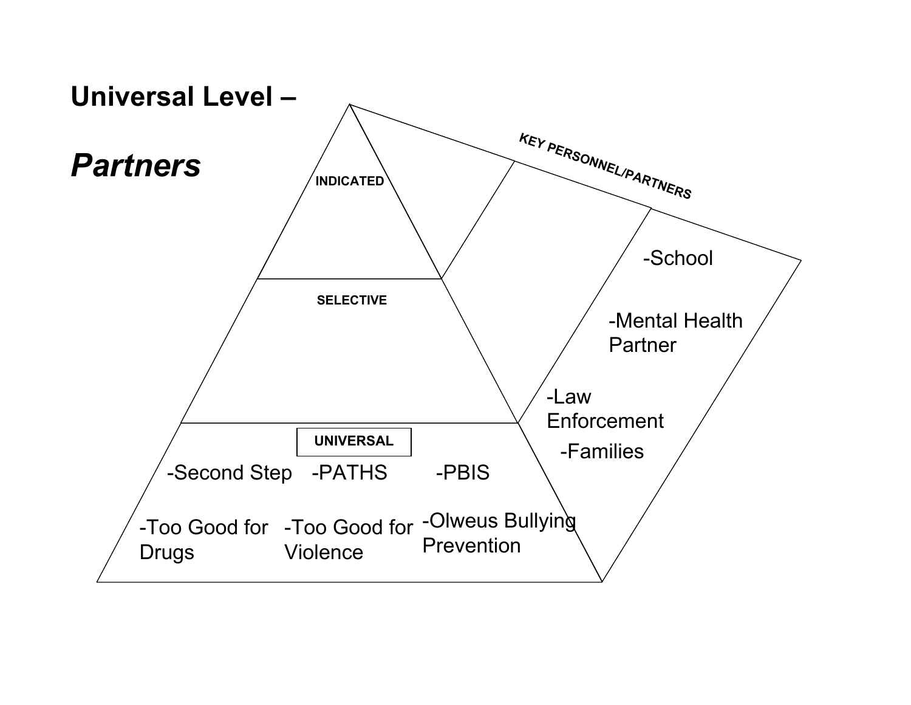# Universal Level –

## *Partners*

**INDICATED**

**SELECTIVE**

**UNIVERSAL**

- -Second Step
- -PATHS
- -PBIS
- -Too Good for Drugs
- -Too Good for Violence
- -Olweus Bullying Prevention

**KEY PERSONNEL/PARTNERS**

- -School
- -Mental Health Partner
- -Law Enforcement
- -Families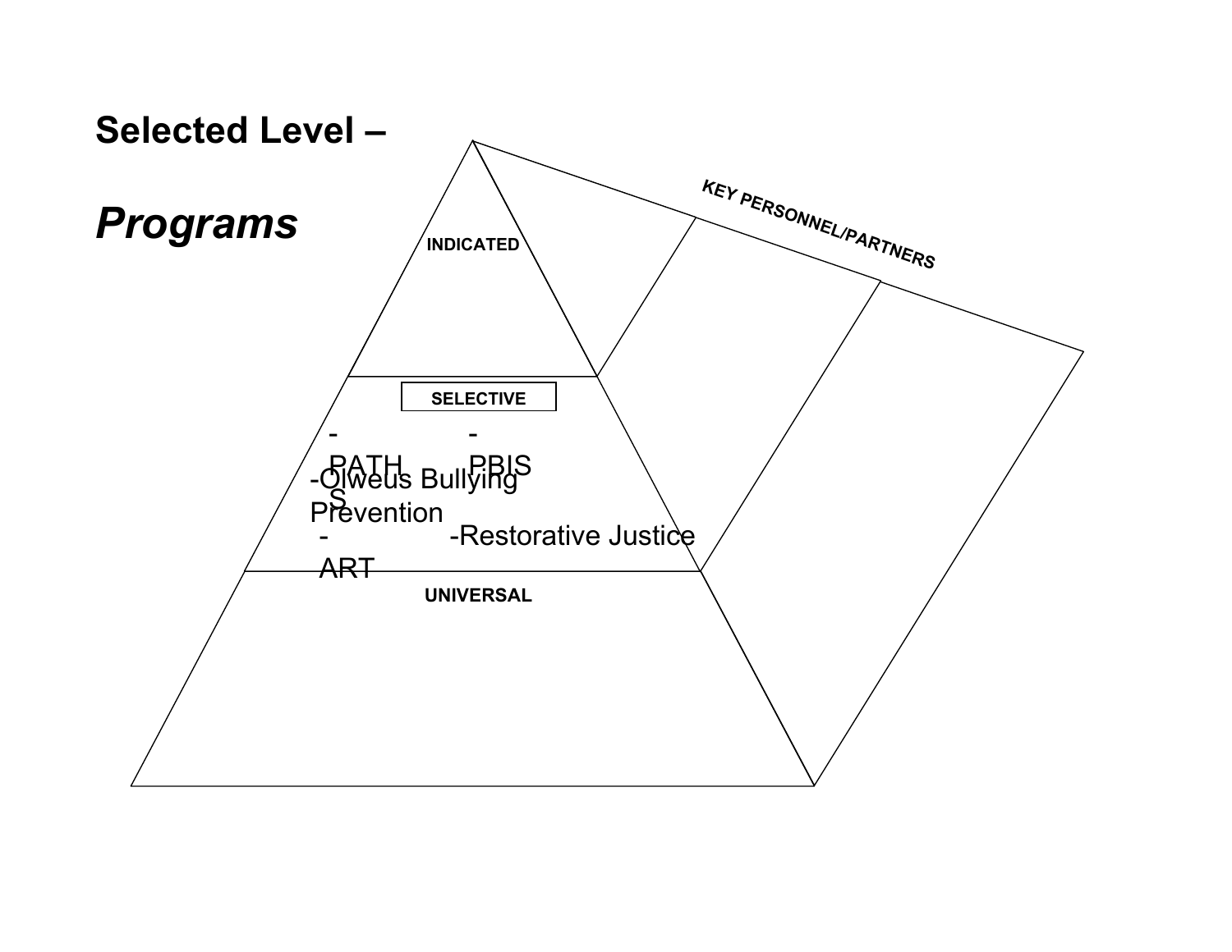# Selected Level –

## *Programs*

INDICATED

SELECTIVE

- PATHS
- PBIS
- Olweus Bullying Prevention
- ART
- Restorative Justice

UNIVERSAL

KEY PERSONNEL/PARTNERS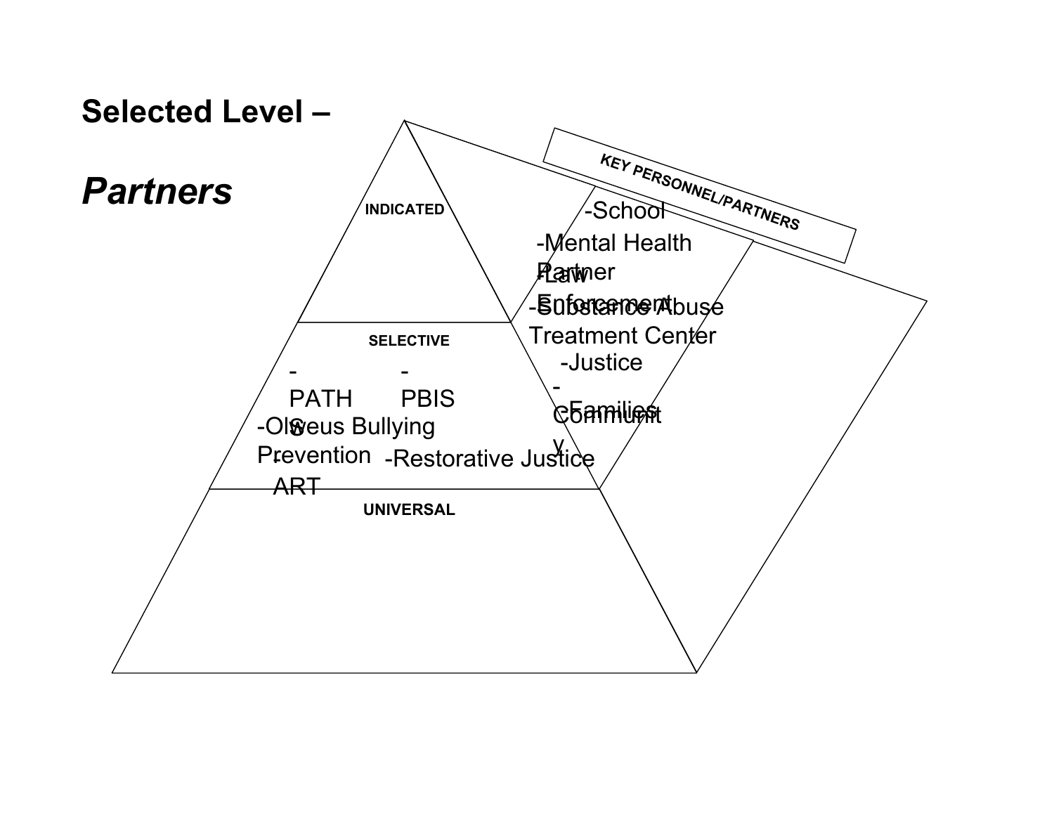# Selected Level –

## *Partners*

INDICATED

SELECTIVE

- PATHS
- PBIS
- Olweus Bullying Prevention
- ART
- Restorative Justice

UNIVERSAL

KEY PERSONNEL/PARTNERS

- School
- Mental Health Partner
- Law Enforcement
- Substance Abuse Treatment Center
- Justice
- Community
- Families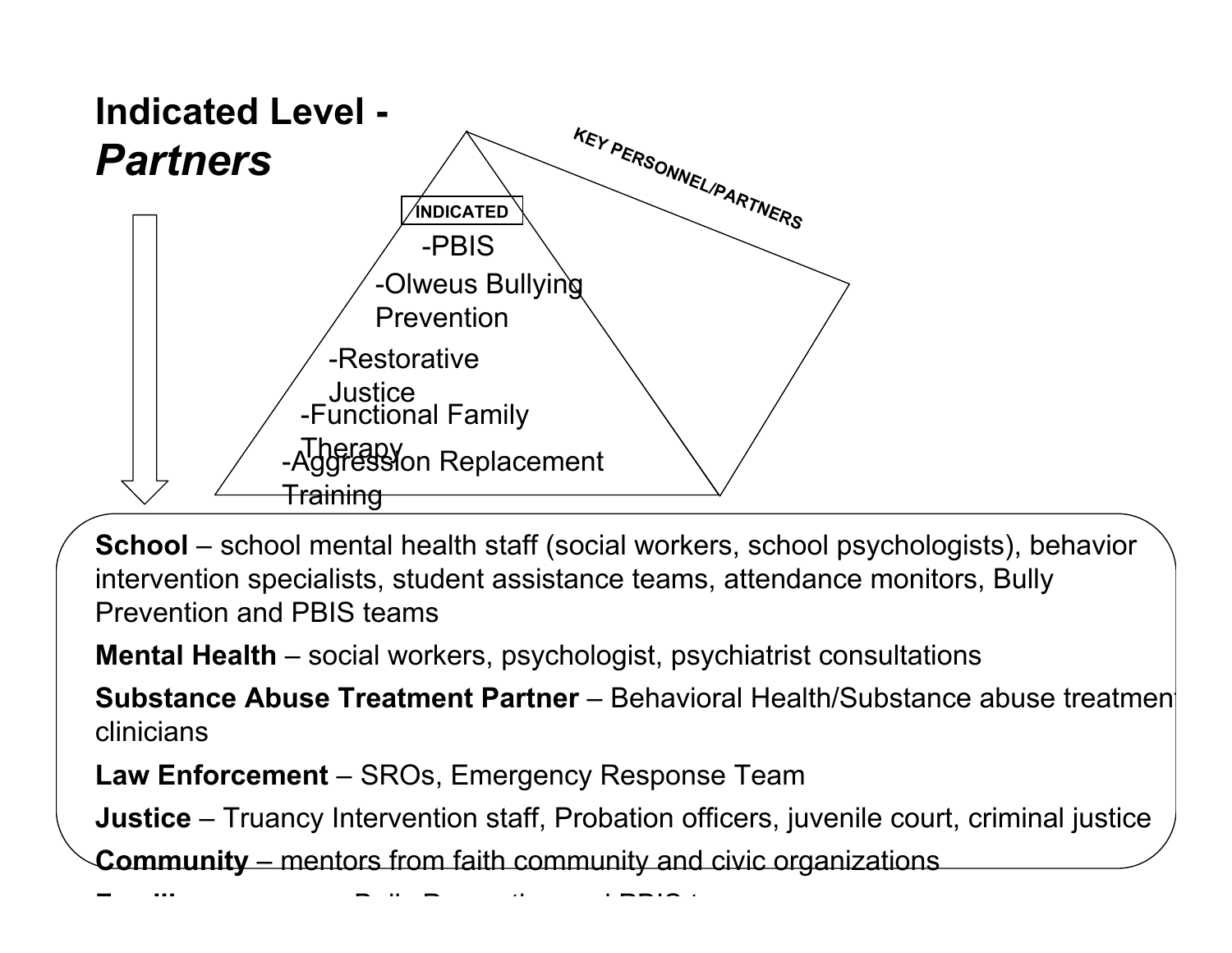# Indicated Level - *Partners*

KEY PERSONNEL/PARTNERS

INDICATED

- -PBIS
- -Olweus Bullying Prevention
- -Restorative Justice
- -Functional Family Therapy
- -Aggression Replacement Training

**School** – school mental health staff (social workers, school psychologists), behavior intervention specialists, student assistance teams, attendance monitors, Bully Prevention and PBIS teams

**Mental Health** – social workers, psychologist, psychiatrist consultations

**Substance Abuse Treatment Partner** – Behavioral Health/Substance abuse treatment clinicians

**Law Enforcement** – SROs, Emergency Response Team

**Justice** – Truancy Intervention staff, Probation officers, juvenile court, criminal justice

**Community** – mentors from faith community and civic organizations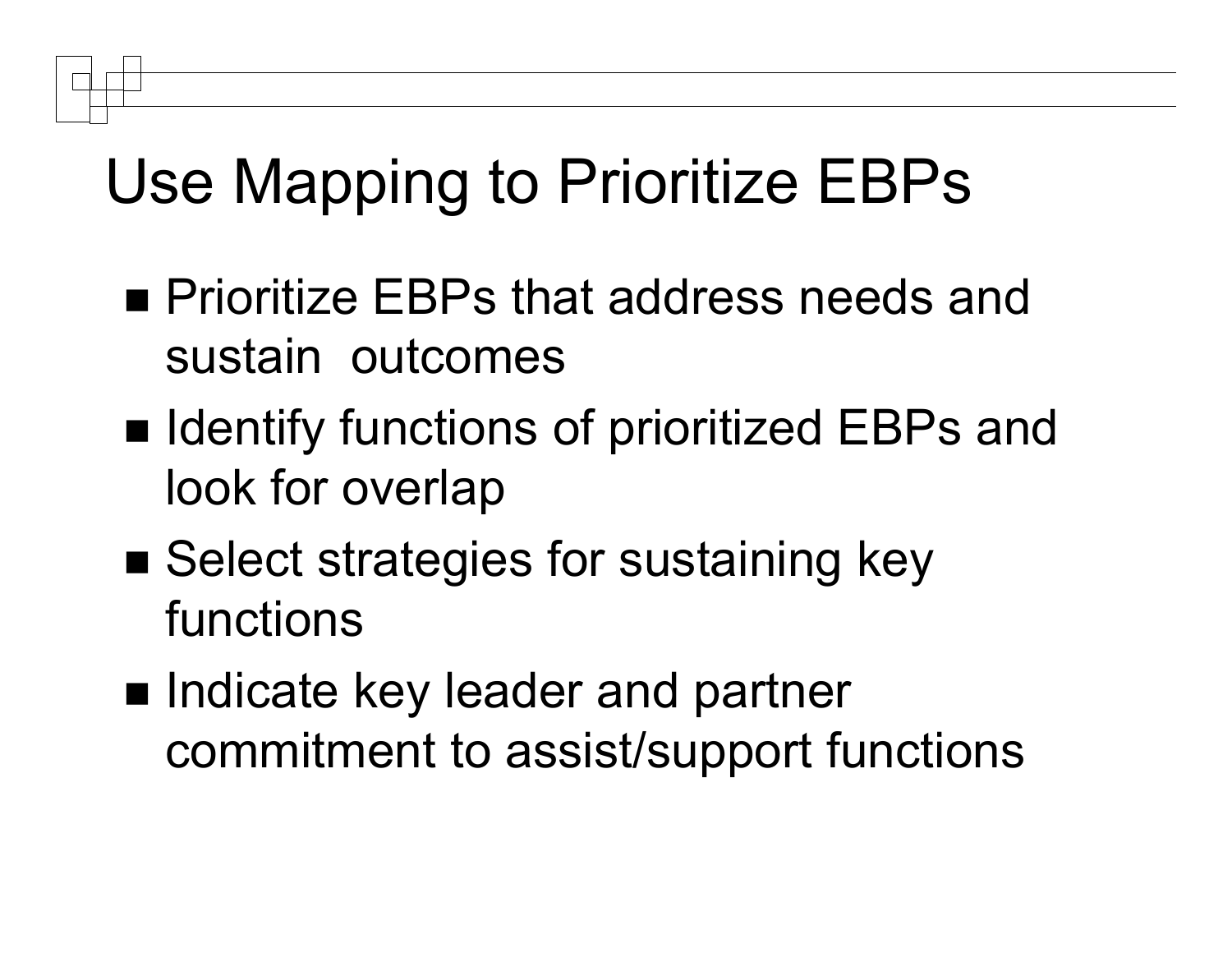# Use Mapping to Prioritize EBPs

- Prioritize EBPs that address needs and sustain outcomes
- Identify functions of prioritized EBPs and look for overlap
- Select strategies for sustaining key functions
- Indicate key leader and partner commitment to assist/support functions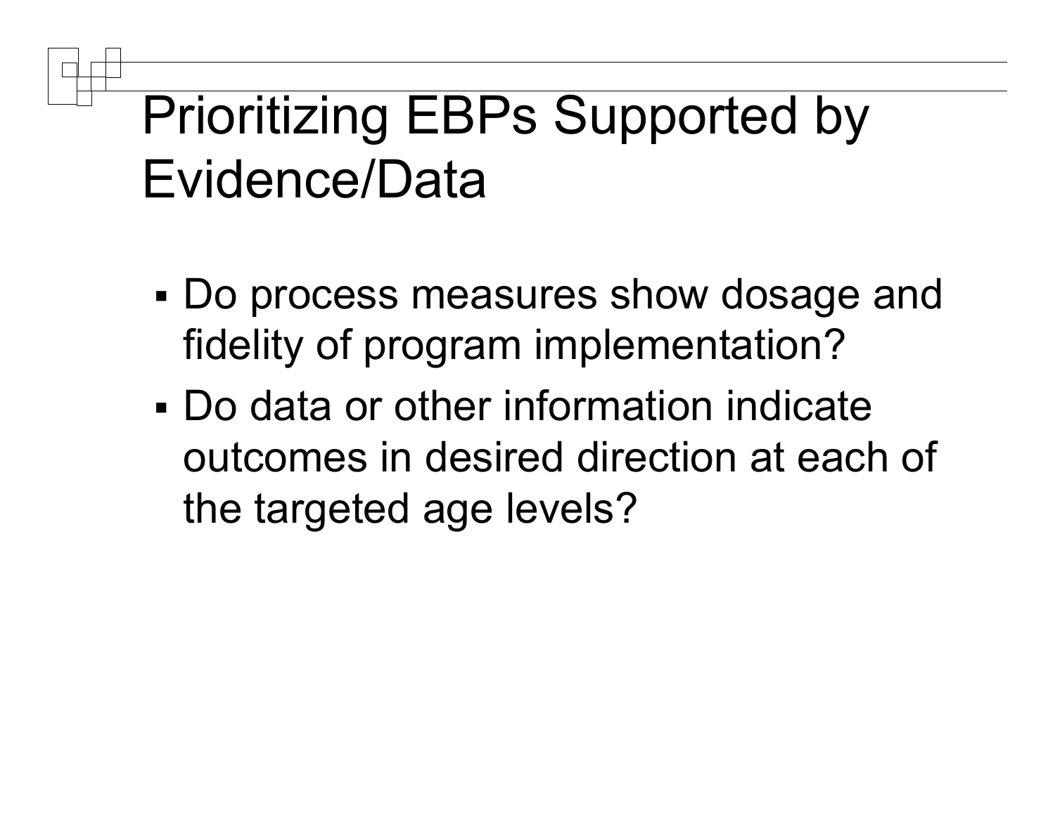# Prioritizing EBPs Supported by Evidence/Data

- Do process measures show dosage and fidelity of program implementation?
- Do data or other information indicate outcomes in desired direction at each of the targeted age levels?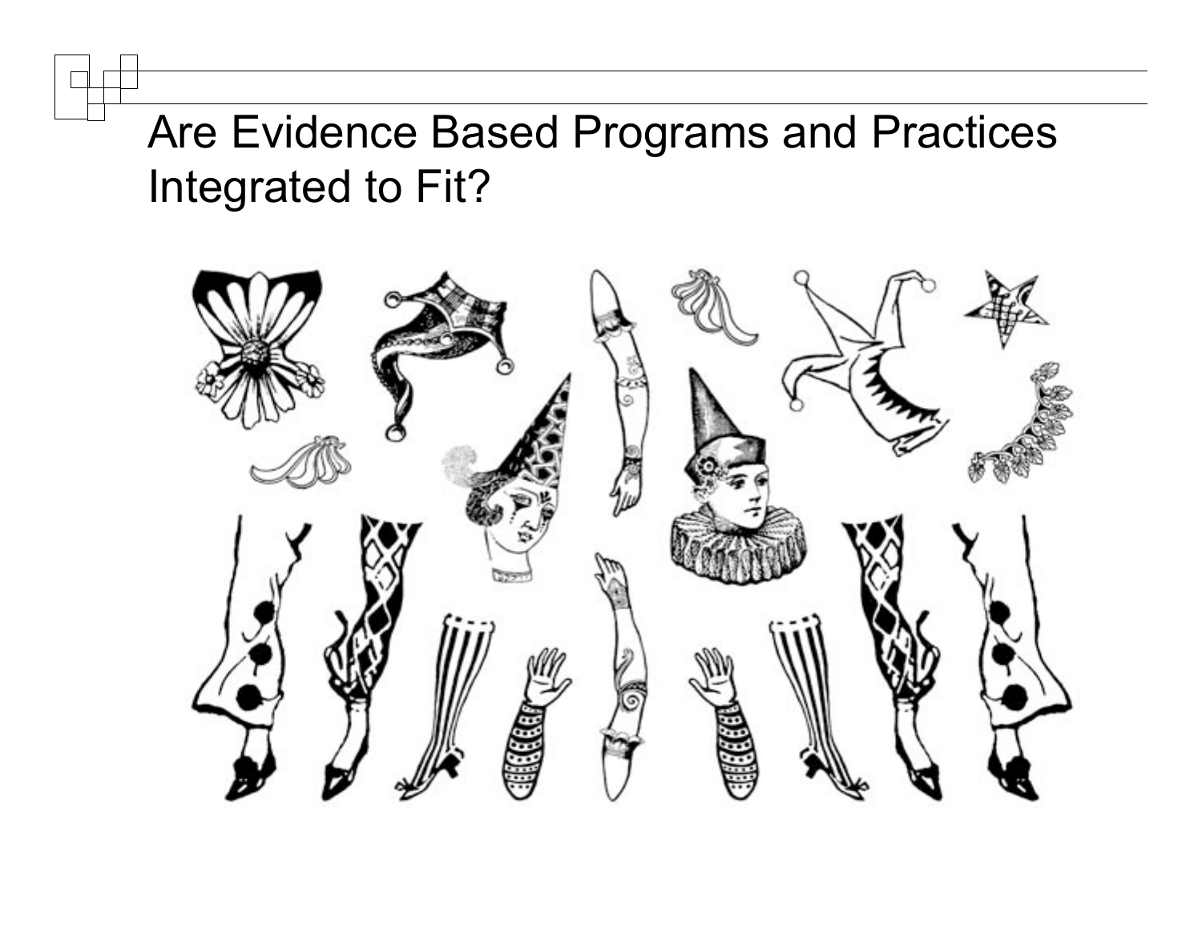# Are Evidence Based Programs and Practices Integrated to Fit?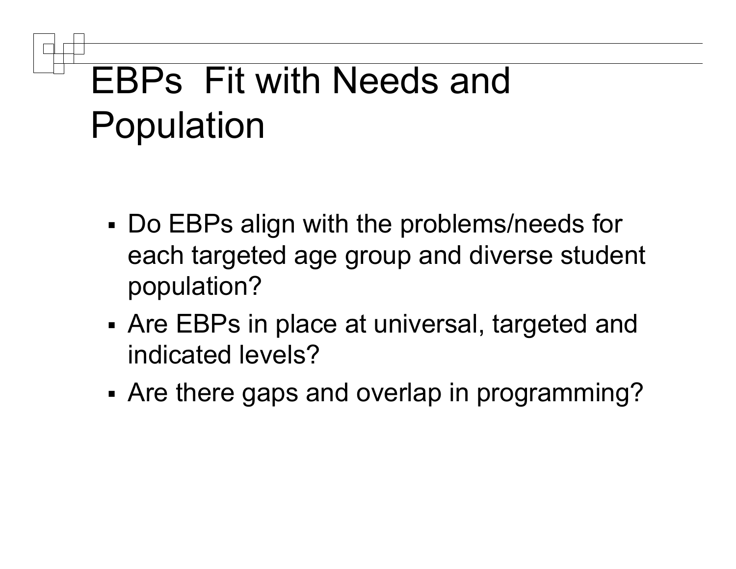# EBPs  Fit with Needs and Population

- Do EBPs align with the problems/needs for each targeted age group and diverse student population?
- Are EBPs in place at universal, targeted and indicated levels?
- Are there gaps and overlap in programming?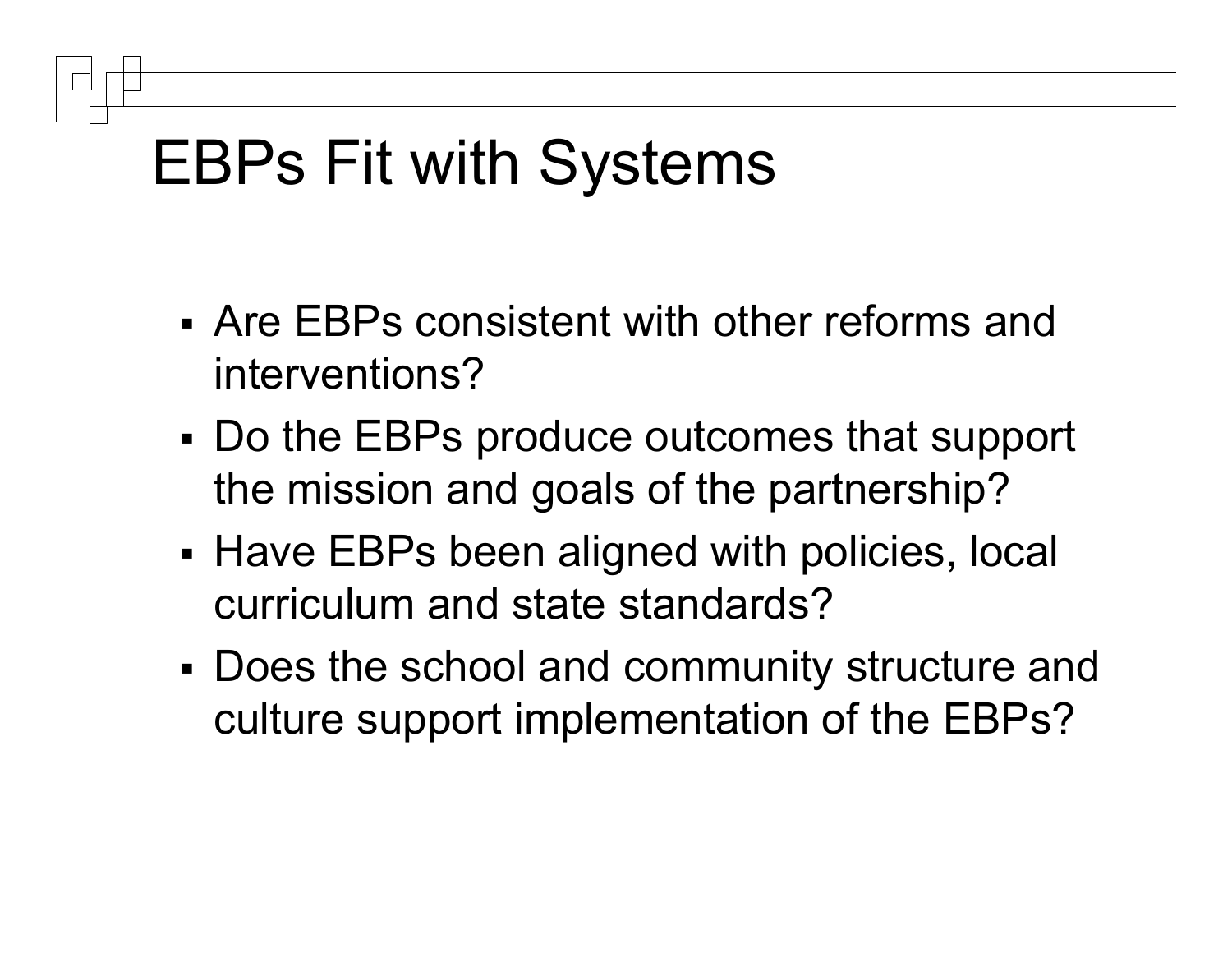# EBPs Fit with Systems

- Are EBPs consistent with other reforms and interventions?
- Do the EBPs produce outcomes that support the mission and goals of the partnership?
- Have EBPs been aligned with policies, local curriculum and state standards?
- Does the school and community structure and culture support implementation of the EBPs?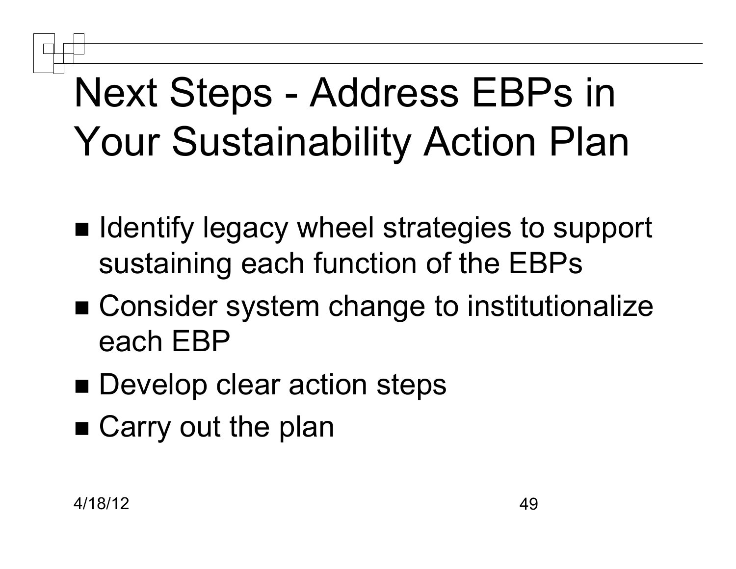# Next Steps - Address EBPs in Your Sustainability Action Plan

- Identify legacy wheel strategies to support sustaining each function of the EBPs
- Consider system change to institutionalize each EBP
- Develop clear action steps
- Carry out the plan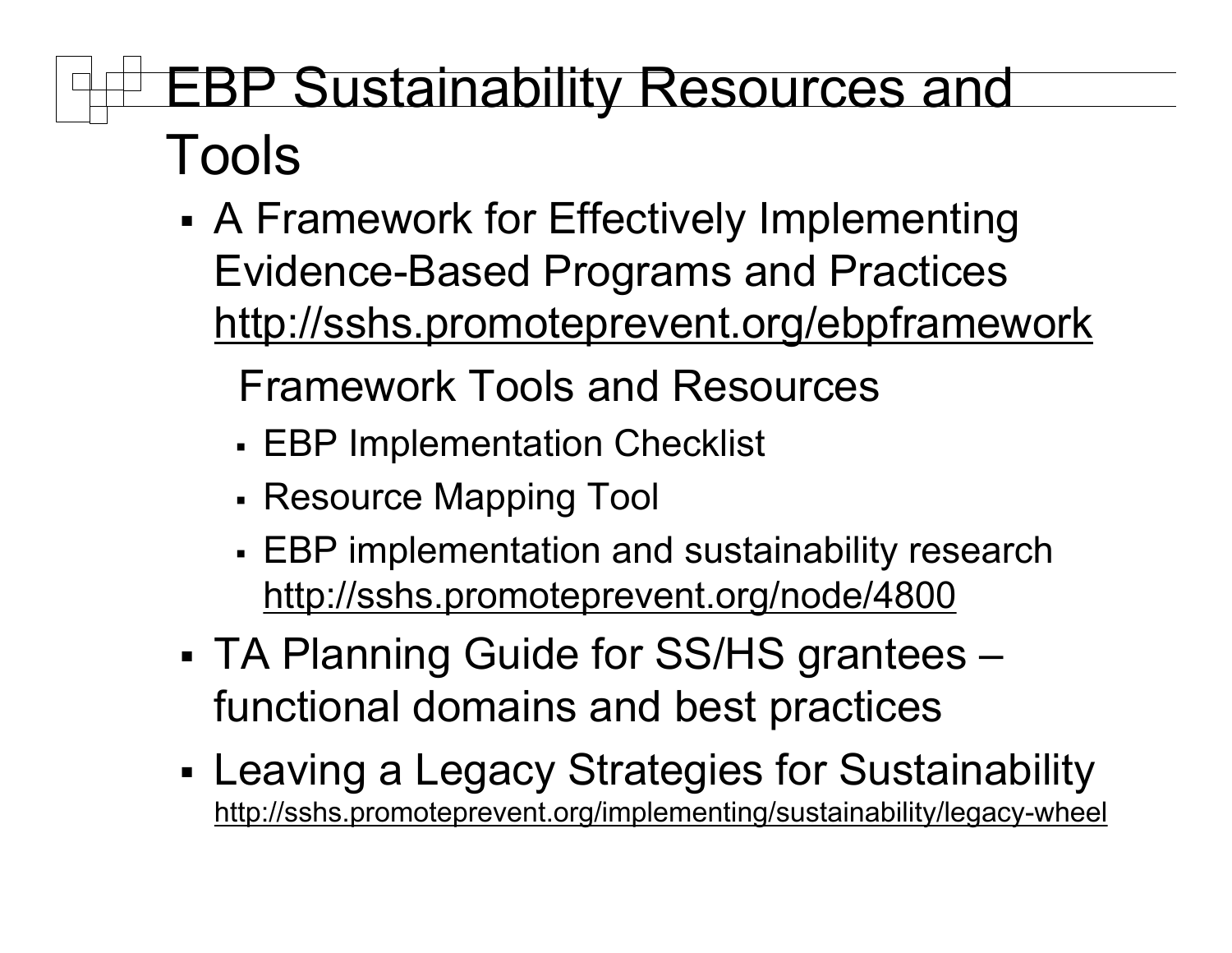# EBP Sustainability Resources and Tools

- A Framework for Effectively Implementing Evidence-Based Programs and Practices http://sshs.promoteprevent.org/ebpframework

  Framework Tools and Resources

  - EBP Implementation Checklist
  - Resource Mapping Tool
  - EBP implementation and sustainability research http://sshs.promoteprevent.org/node/4800

- TA Planning Guide for SS/HS grantees – functional domains and best practices
- Leaving a Legacy Strategies for Sustainability http://sshs.promoteprevent.org/implementing/sustainability/legacy-wheel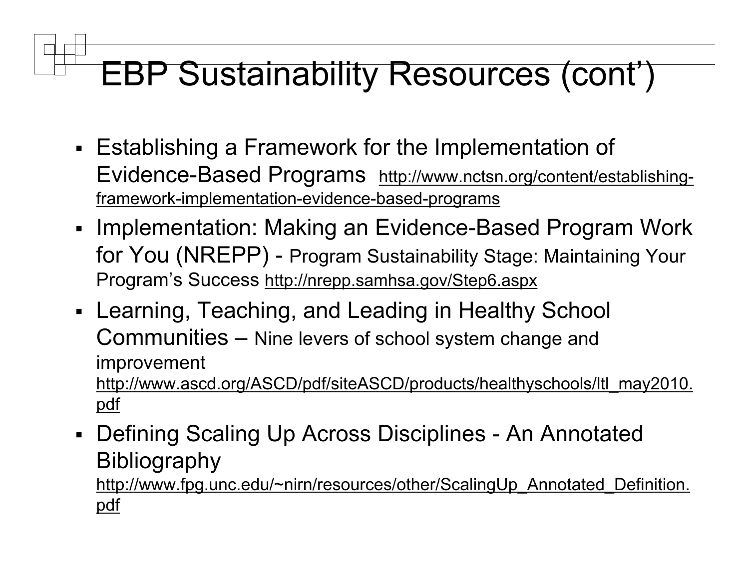# EBP Sustainability Resources (cont')

- Establishing a Framework for the Implementation of Evidence-Based Programs http://www.nctsn.org/content/establishing-framework-implementation-evidence-based-programs
- Implementation: Making an Evidence-Based Program Work for You (NREPP) - Program Sustainability Stage: Maintaining Your Program's Success http://nrepp.samhsa.gov/Step6.aspx
- Learning, Teaching, and Leading in Healthy School Communities – Nine levers of school system change and improvement http://www.ascd.org/ASCD/pdf/siteASCD/products/healthyschools/ltl_may2010.pdf
- Defining Scaling Up Across Disciplines - An Annotated Bibliography http://www.fpg.unc.edu/~nirn/resources/other/ScalingUp_Annotated_Definition.pdf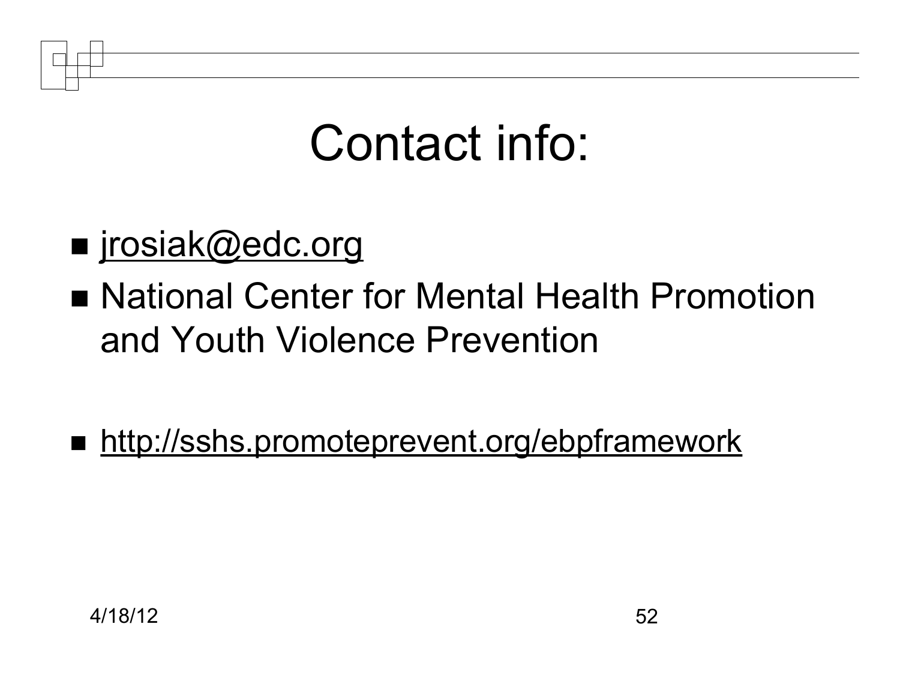# Contact info:

- jrosiak@edc.org
- National Center for Mental Health Promotion and Youth Violence Prevention
- http://sshs.promoteprevent.org/ebpframework

4/18/12